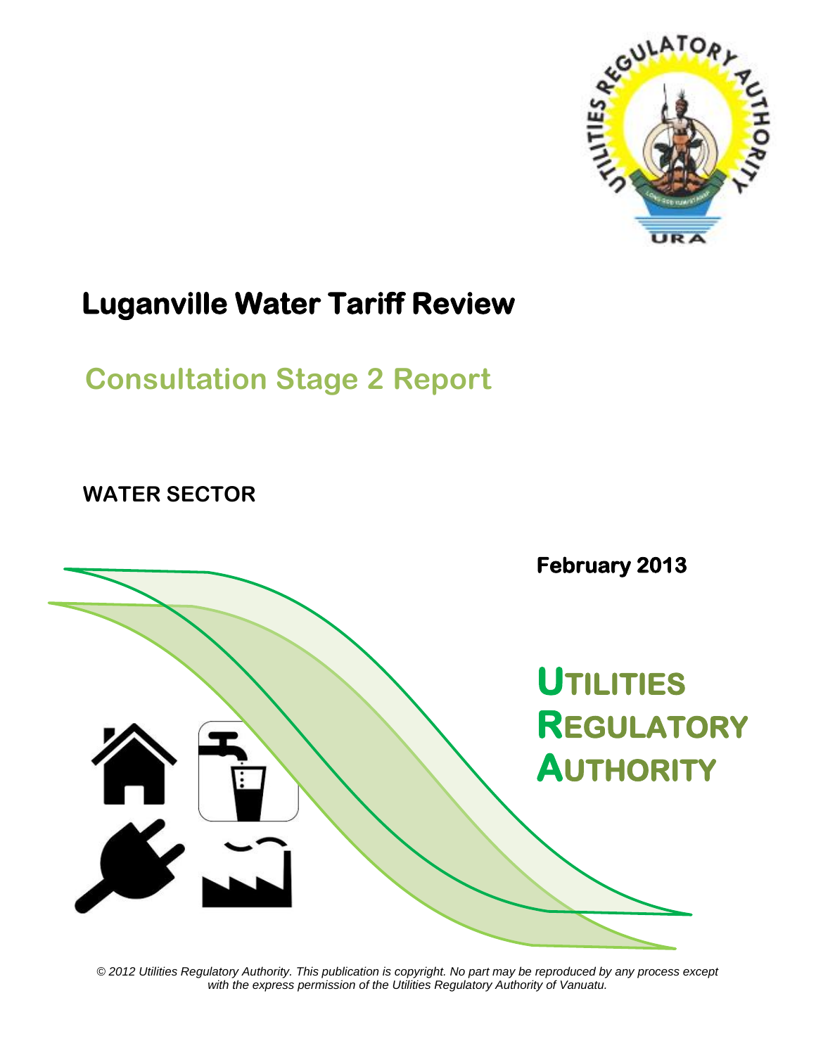# Luganville Water Tariff Review

## Consultation Stage 2 Report

**WATER SECTOR**

**February 2013**

**UTILITIES REGULATORY AUTHORITY**

*© 2012 Utilities Regulatory Authority. This publication is copyright. No part may be reproduced by any process except with the express permission of the Utilities Regulatory Authority of Vanuatu.*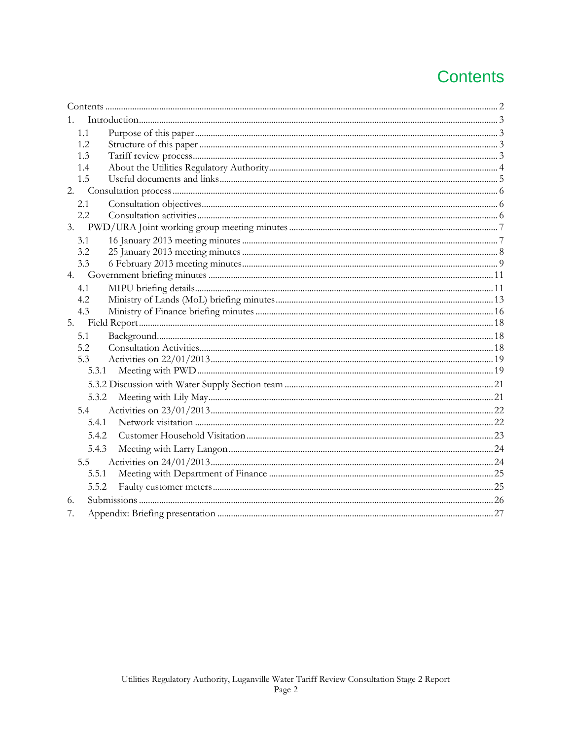# Contents

- Contents ..... 2
- 1. Introduction ..... 3
  - 1.1 Purpose of this paper ..... 3
  - 1.2 Structure of this paper ..... 3
  - 1.3 Tariff review process ..... 3
  - 1.4 About the Utilities Regulatory Authority ..... 4
  - 1.5 Useful documents and links ..... 5
- 2. Consultation process ..... 6
  - 2.1 Consultation objectives ..... 6
  - 2.2 Consultation activities ..... 6
- 3. PWD/URA Joint working group meeting minutes ..... 7
  - 3.1 16 January 2013 meeting minutes ..... 7
  - 3.2 25 January 2013 meeting minutes ..... 8
  - 3.3 6 February 2013 meeting minutes ..... 9
- 4. Government briefing minutes ..... 11
  - 4.1 MIPU briefing details ..... 11
  - 4.2 Ministry of Lands (MoL) briefing minutes ..... 13
  - 4.3 Ministry of Finance briefing minutes ..... 16
- 5. Field Report ..... 18
  - 5.1 Background ..... 18
  - 5.2 Consultation Activities ..... 18
  - 5.3 Activities on 22/01/2013 ..... 19
    - 5.3.1 Meeting with PWD ..... 19
    - 5.3.2 Discussion with Water Supply Section team ..... 21
    - 5.3.2 Meeting with Lily May ..... 21
  - 5.4 Activities on 23/01/2013 ..... 22
    - 5.4.1 Network visitation ..... 22
    - 5.4.2 Customer Household Visitation ..... 23
    - 5.4.3 Meeting with Larry Langon ..... 24
  - 5.5 Activities on 24/01/2013 ..... 24
    - 5.5.1 Meeting with Department of Finance ..... 25
    - 5.5.2 Faulty customer meters ..... 25
- 6. Submissions ..... 26
- 7. Appendix: Briefing presentation ..... 27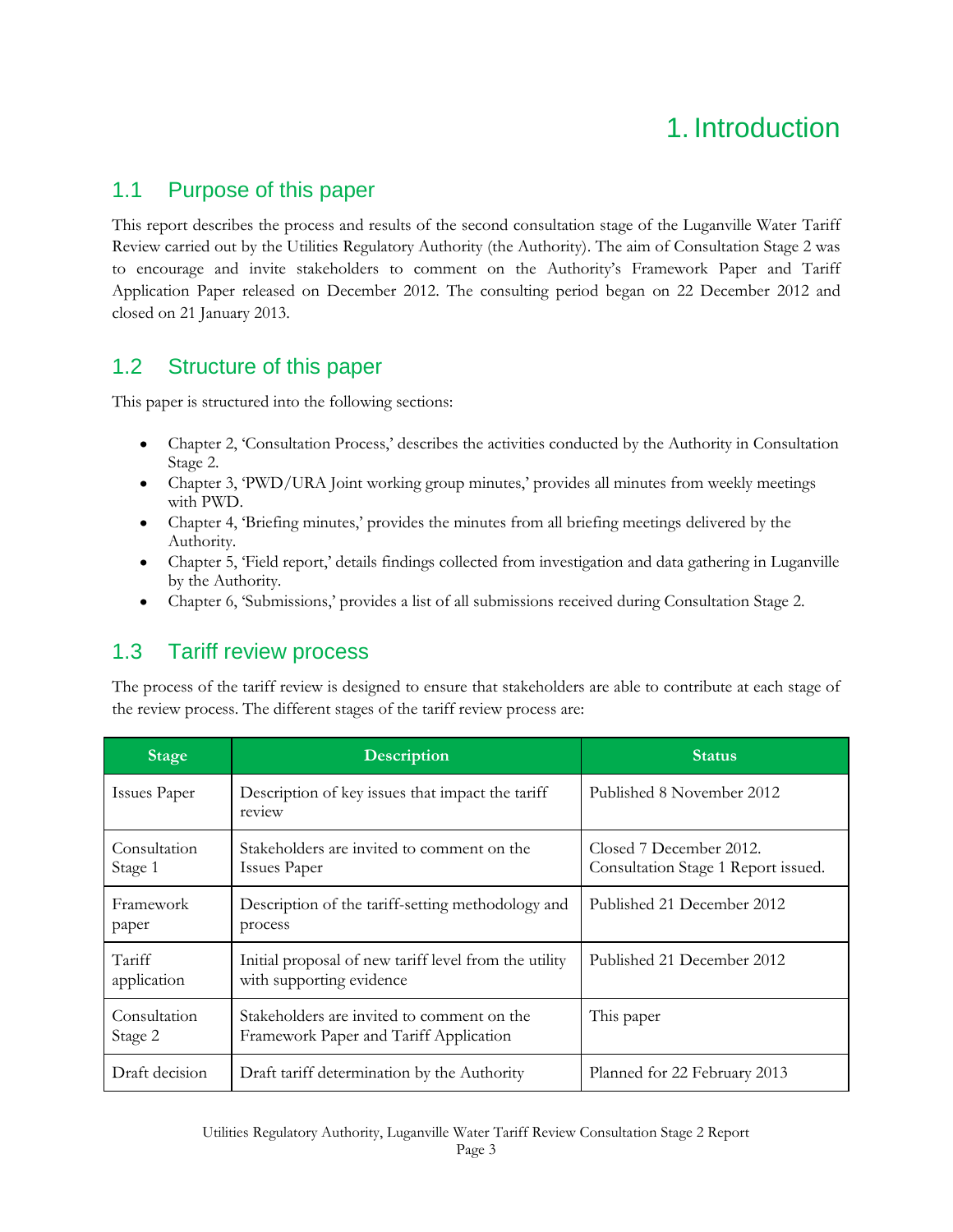# 1. Introduction

## 1.1 Purpose of this paper

This report describes the process and results of the second consultation stage of the Luganville Water Tariff Review carried out by the Utilities Regulatory Authority (the Authority). The aim of Consultation Stage 2 was to encourage and invite stakeholders to comment on the Authority's Framework Paper and Tariff Application Paper released on December 2012. The consulting period began on 22 December 2012 and closed on 21 January 2013.

## 1.2 Structure of this paper

This paper is structured into the following sections:

- Chapter 2, 'Consultation Process,' describes the activities conducted by the Authority in Consultation Stage 2.
- Chapter 3, 'PWD/URA Joint working group minutes,' provides all minutes from weekly meetings with PWD.
- Chapter 4, 'Briefing minutes,' provides the minutes from all briefing meetings delivered by the Authority.
- Chapter 5, 'Field report,' details findings collected from investigation and data gathering in Luganville by the Authority.
- Chapter 6, 'Submissions,' provides a list of all submissions received during Consultation Stage 2.

## 1.3 Tariff review process

The process of the tariff review is designed to ensure that stakeholders are able to contribute at each stage of the review process. The different stages of the tariff review process are:

| Stage | Description | Status |
|---|---|---|
| Issues Paper | Description of key issues that impact the tariff review | Published 8 November 2012 |
| Consultation Stage 1 | Stakeholders are invited to comment on the Issues Paper | Closed 7 December 2012. Consultation Stage 1 Report issued. |
| Framework paper | Description of the tariff-setting methodology and process | Published 21 December 2012 |
| Tariff application | Initial proposal of new tariff level from the utility with supporting evidence | Published 21 December 2012 |
| Consultation Stage 2 | Stakeholders are invited to comment on the Framework Paper and Tariff Application | This paper |
| Draft decision | Draft tariff determination by the Authority | Planned for 22 February 2013 |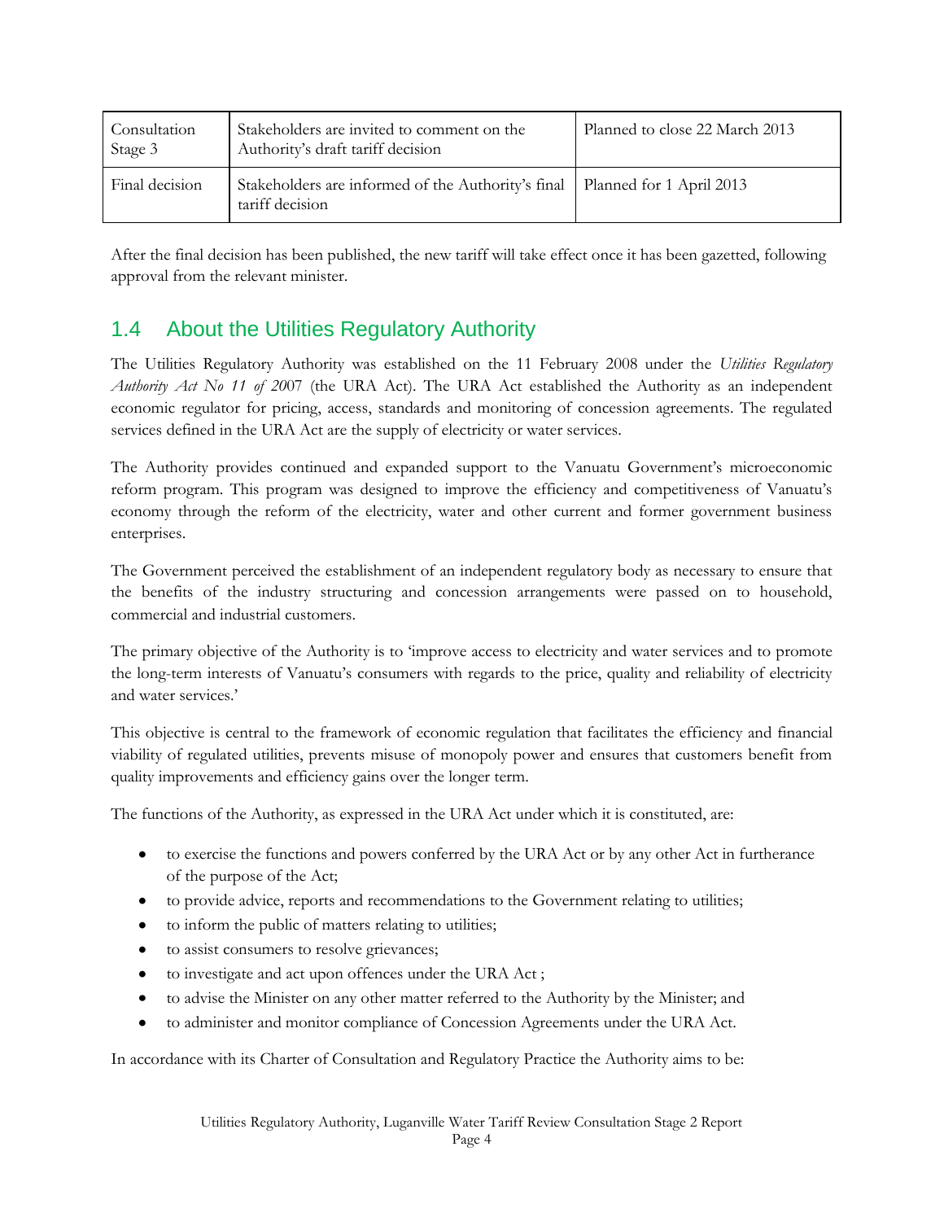| Consultation Stage 3 | Stakeholders are invited to comment on the Authority's draft tariff decision | Planned to close 22 March 2013 |
|---|---|---|
| Final decision | Stakeholders are informed of the Authority's final tariff decision | Planned for 1 April 2013 |

After the final decision has been published, the new tariff will take effect once it has been gazetted, following approval from the relevant minister.

## 1.4 About the Utilities Regulatory Authority

The Utilities Regulatory Authority was established on the 11 February 2008 under the *Utilities Regulatory Authority Act No 11 of 20*07 (the URA Act). The URA Act established the Authority as an independent economic regulator for pricing, access, standards and monitoring of concession agreements. The regulated services defined in the URA Act are the supply of electricity or water services.

The Authority provides continued and expanded support to the Vanuatu Government's microeconomic reform program. This program was designed to improve the efficiency and competitiveness of Vanuatu's economy through the reform of the electricity, water and other current and former government business enterprises.

The Government perceived the establishment of an independent regulatory body as necessary to ensure that the benefits of the industry structuring and concession arrangements were passed on to household, commercial and industrial customers.

The primary objective of the Authority is to 'improve access to electricity and water services and to promote the long-term interests of Vanuatu's consumers with regards to the price, quality and reliability of electricity and water services.'

This objective is central to the framework of economic regulation that facilitates the efficiency and financial viability of regulated utilities, prevents misuse of monopoly power and ensures that customers benefit from quality improvements and efficiency gains over the longer term.

The functions of the Authority, as expressed in the URA Act under which it is constituted, are:

- to exercise the functions and powers conferred by the URA Act or by any other Act in furtherance of the purpose of the Act;
- to provide advice, reports and recommendations to the Government relating to utilities;
- to inform the public of matters relating to utilities;
- to assist consumers to resolve grievances;
- to investigate and act upon offences under the URA Act ;
- to advise the Minister on any other matter referred to the Authority by the Minister; and
- to administer and monitor compliance of Concession Agreements under the URA Act.

In accordance with its Charter of Consultation and Regulatory Practice the Authority aims to be: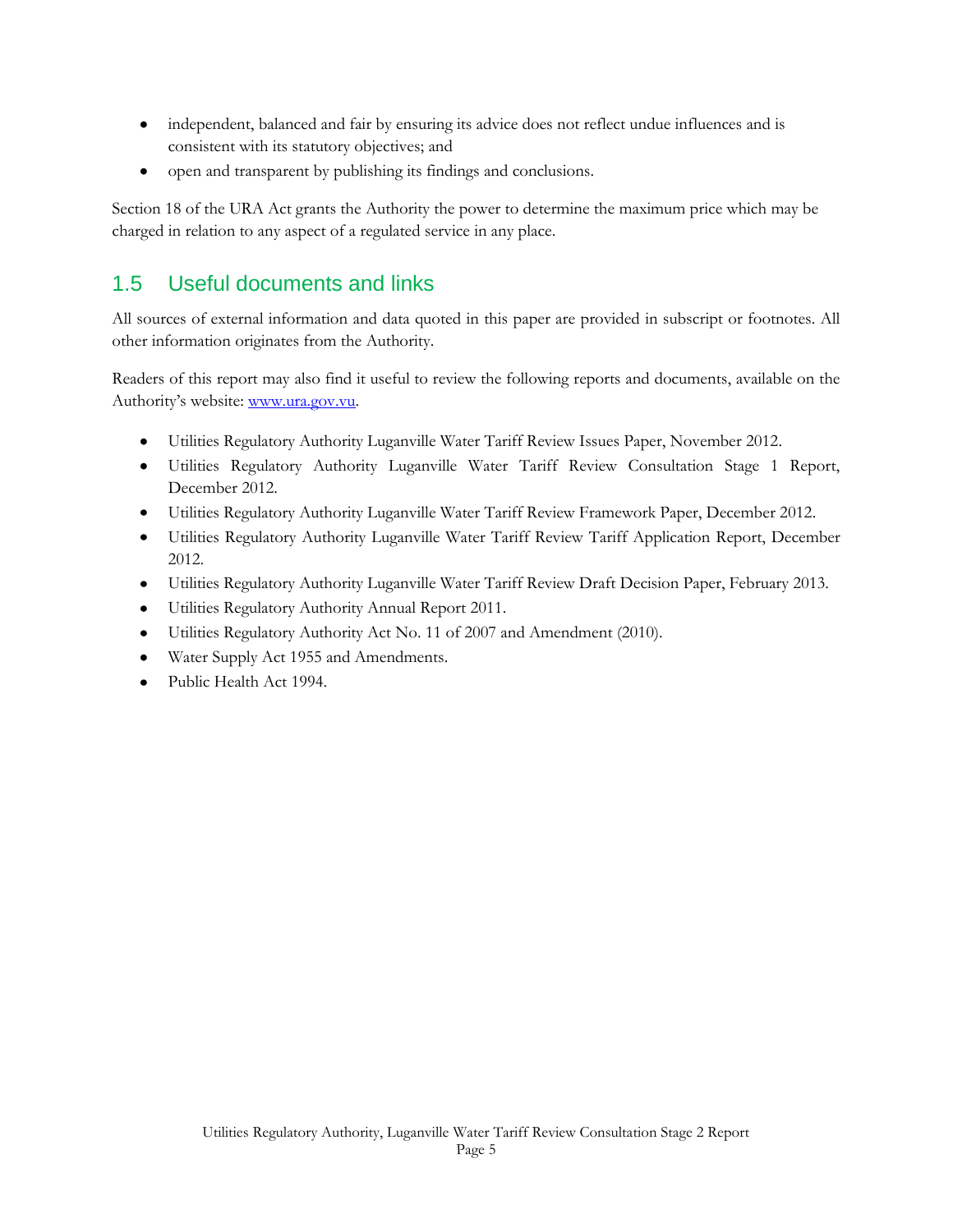- independent, balanced and fair by ensuring its advice does not reflect undue influences and is consistent with its statutory objectives; and
- open and transparent by publishing its findings and conclusions.

Section 18 of the URA Act grants the Authority the power to determine the maximum price which may be charged in relation to any aspect of a regulated service in any place.

## 1.5 Useful documents and links

All sources of external information and data quoted in this paper are provided in subscript or footnotes. All other information originates from the Authority.

Readers of this report may also find it useful to review the following reports and documents, available on the Authority's website: [www.ura.gov.vu](http://www.ura.gov.vu).

- Utilities Regulatory Authority Luganville Water Tariff Review Issues Paper, November 2012.
- Utilities Regulatory Authority Luganville Water Tariff Review Consultation Stage 1 Report, December 2012.
- Utilities Regulatory Authority Luganville Water Tariff Review Framework Paper, December 2012.
- Utilities Regulatory Authority Luganville Water Tariff Review Tariff Application Report, December 2012.
- Utilities Regulatory Authority Luganville Water Tariff Review Draft Decision Paper, February 2013.
- Utilities Regulatory Authority Annual Report 2011.
- Utilities Regulatory Authority Act No. 11 of 2007 and Amendment (2010).
- Water Supply Act 1955 and Amendments.
- Public Health Act 1994.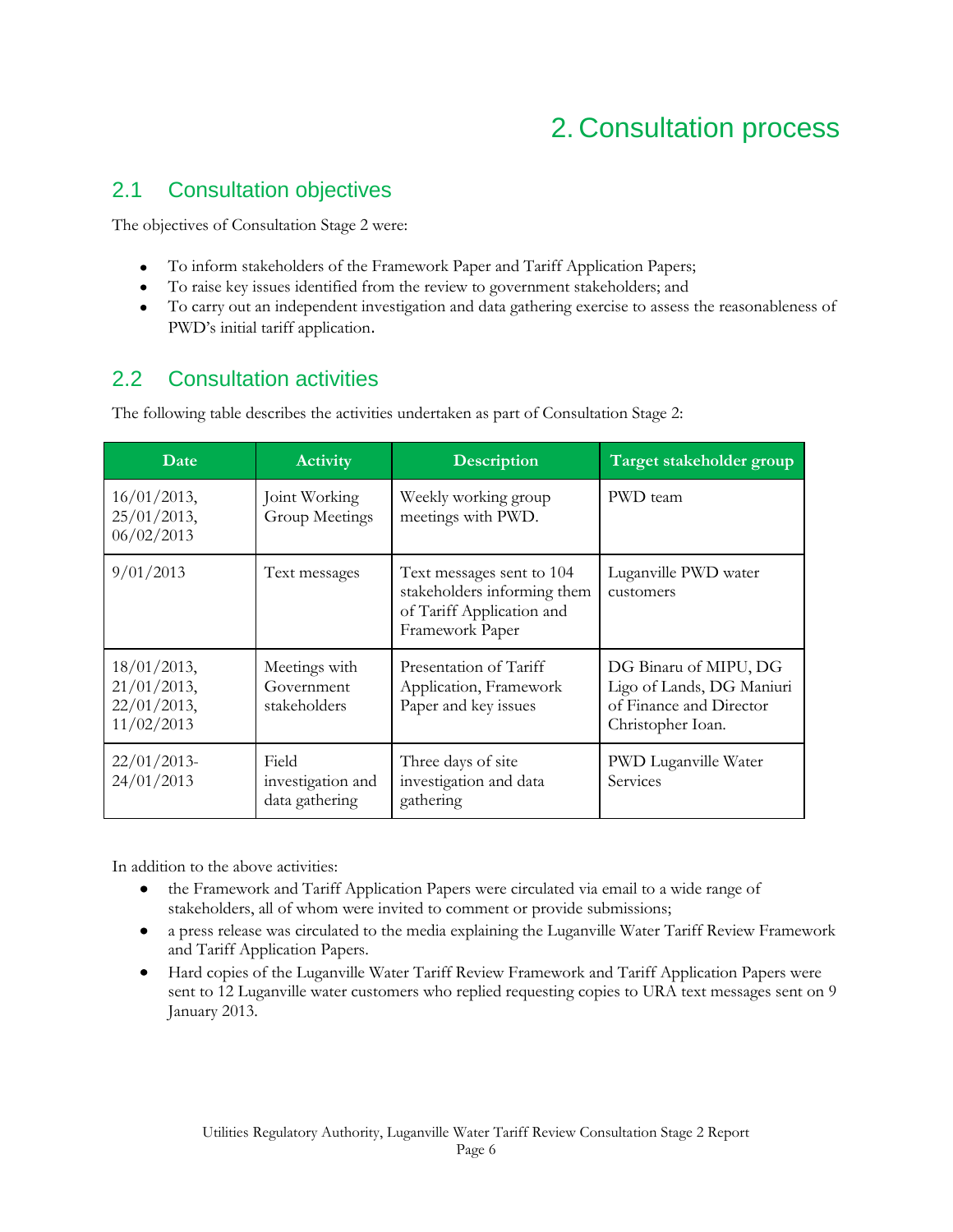# 2. Consultation process

## 2.1 Consultation objectives

The objectives of Consultation Stage 2 were:

- To inform stakeholders of the Framework Paper and Tariff Application Papers;
- To raise key issues identified from the review to government stakeholders; and
- To carry out an independent investigation and data gathering exercise to assess the reasonableness of PWD's initial tariff application.

## 2.2 Consultation activities

The following table describes the activities undertaken as part of Consultation Stage 2:

| Date | Activity | Description | Target stakeholder group |
|---|---|---|---|
| 16/01/2013, 25/01/2013, 06/02/2013 | Joint Working Group Meetings | Weekly working group meetings with PWD. | PWD team |
| 9/01/2013 | Text messages | Text messages sent to 104 stakeholders informing them of Tariff Application and Framework Paper | Luganville PWD water customers |
| 18/01/2013, 21/01/2013, 22/01/2013, 11/02/2013 | Meetings with Government stakeholders | Presentation of Tariff Application, Framework Paper and key issues | DG Binaru of MIPU, DG Ligo of Lands, DG Maniuri of Finance and Director Christopher Ioan. |
| 22/01/2013-24/01/2013 | Field investigation and data gathering | Three days of site investigation and data gathering | PWD Luganville Water Services |

In addition to the above activities:

- the Framework and Tariff Application Papers were circulated via email to a wide range of stakeholders, all of whom were invited to comment or provide submissions;
- a press release was circulated to the media explaining the Luganville Water Tariff Review Framework and Tariff Application Papers.
- Hard copies of the Luganville Water Tariff Review Framework and Tariff Application Papers were sent to 12 Luganville water customers who replied requesting copies to URA text messages sent on 9 January 2013.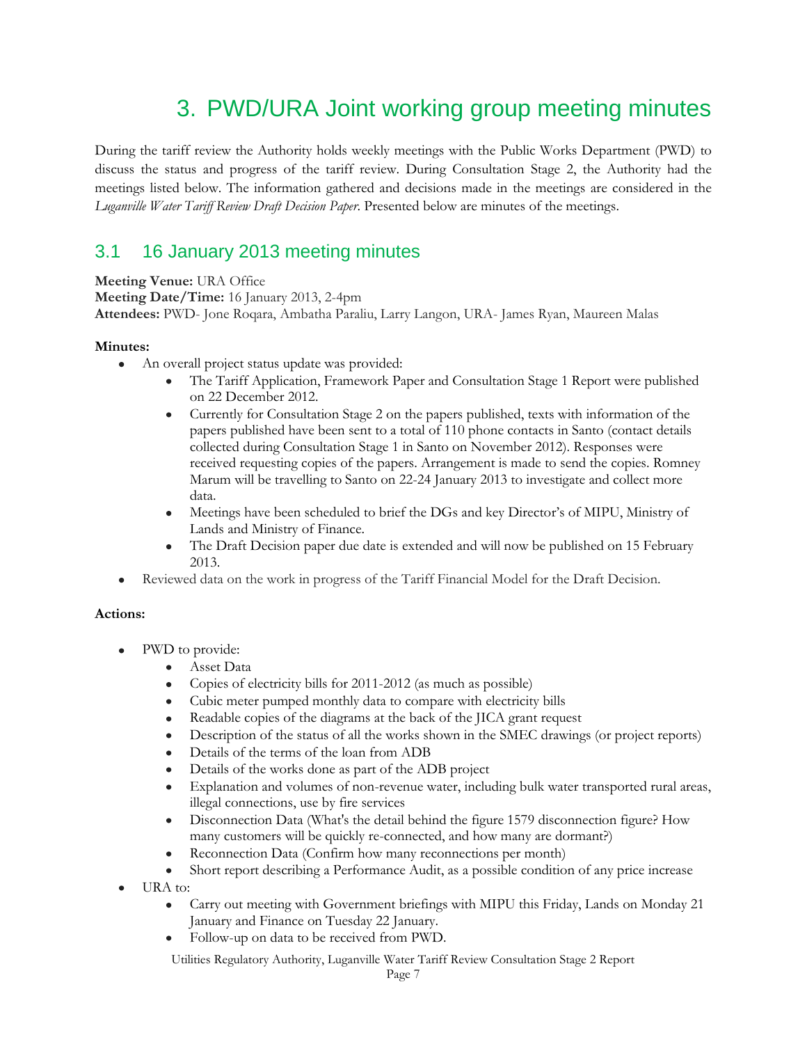# 3. PWD/URA Joint working group meeting minutes

During the tariff review the Authority holds weekly meetings with the Public Works Department (PWD) to discuss the status and progress of the tariff review. During Consultation Stage 2, the Authority had the meetings listed below. The information gathered and decisions made in the meetings are considered in the *Luganville Water Tariff Review Draft Decision Paper*. Presented below are minutes of the meetings.

## 3.1 16 January 2013 meeting minutes

**Meeting Venue:** URA Office
**Meeting Date/Time:** 16 January 2013, 2-4pm
**Attendees:** PWD- Jone Roqara, Ambatha Paraliu, Larry Langon, URA- James Ryan, Maureen Malas

**Minutes:**

- An overall project status update was provided:
  - The Tariff Application, Framework Paper and Consultation Stage 1 Report were published on 22 December 2012.
  - Currently for Consultation Stage 2 on the papers published, texts with information of the papers published have been sent to a total of 110 phone contacts in Santo (contact details collected during Consultation Stage 1 in Santo on November 2012). Responses were received requesting copies of the papers. Arrangement is made to send the copies. Romney Marum will be travelling to Santo on 22-24 January 2013 to investigate and collect more data.
  - Meetings have been scheduled to brief the DGs and key Director's of MIPU, Ministry of Lands and Ministry of Finance.
  - The Draft Decision paper due date is extended and will now be published on 15 February 2013.
- Reviewed data on the work in progress of the Tariff Financial Model for the Draft Decision.

**Actions:**

- PWD to provide:
  - Asset Data
  - Copies of electricity bills for 2011-2012 (as much as possible)
  - Cubic meter pumped monthly data to compare with electricity bills
  - Readable copies of the diagrams at the back of the JICA grant request
  - Description of the status of all the works shown in the SMEC drawings (or project reports)
  - Details of the terms of the loan from ADB
  - Details of the works done as part of the ADB project
  - Explanation and volumes of non-revenue water, including bulk water transported rural areas, illegal connections, use by fire services
  - Disconnection Data (What's the detail behind the figure 1579 disconnection figure? How many customers will be quickly re-connected, and how many are dormant?)
  - Reconnection Data (Confirm how many reconnections per month)
  - Short report describing a Performance Audit, as a possible condition of any price increase
- URA to:
  - Carry out meeting with Government briefings with MIPU this Friday, Lands on Monday 21 January and Finance on Tuesday 22 January.
  - Follow-up on data to be received from PWD.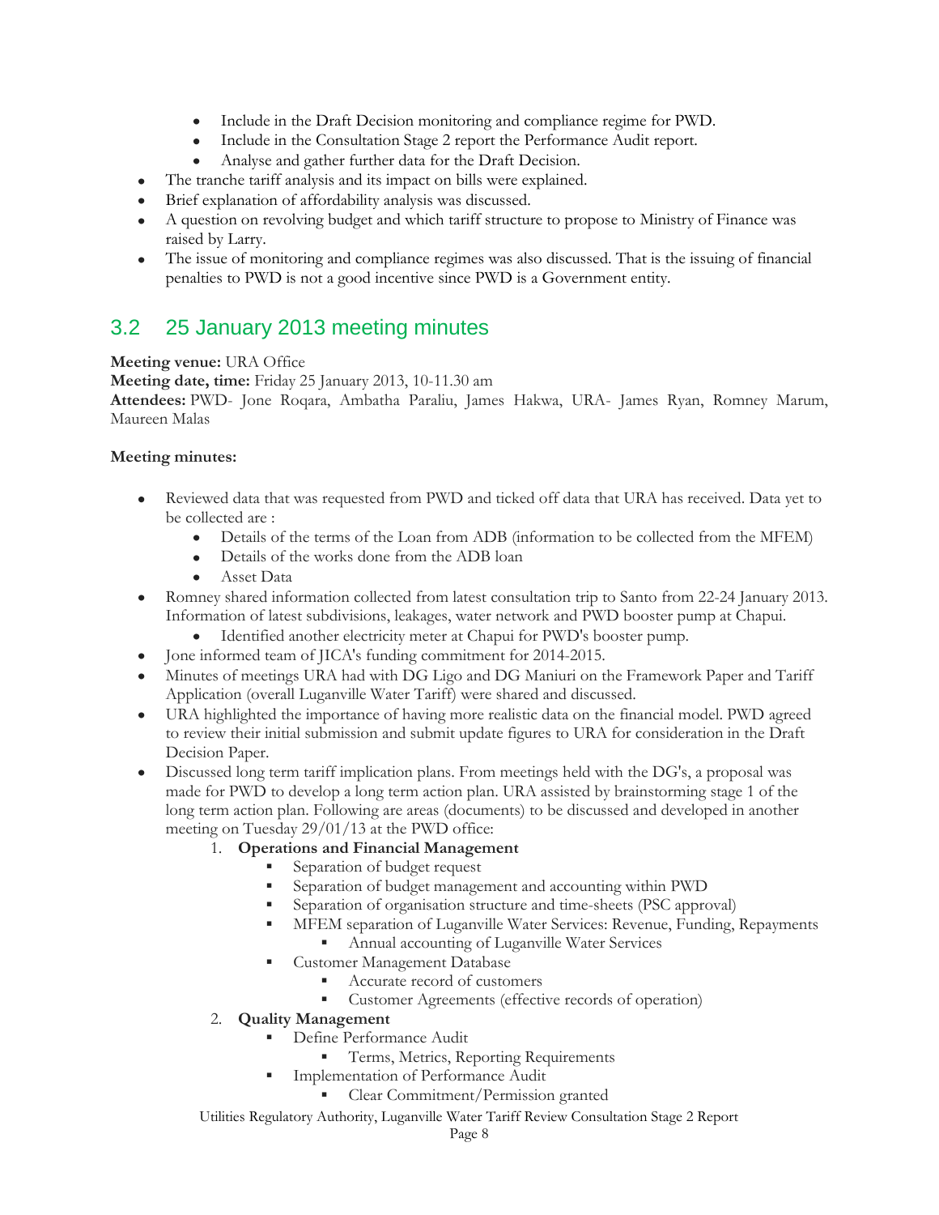- Include in the Draft Decision monitoring and compliance regime for PWD.
    - Include in the Consultation Stage 2 report the Performance Audit report.
    - Analyse and gather further data for the Draft Decision.
- The tranche tariff analysis and its impact on bills were explained.
- Brief explanation of affordability analysis was discussed.
- A question on revolving budget and which tariff structure to propose to Ministry of Finance was raised by Larry.
- The issue of monitoring and compliance regimes was also discussed. That is the issuing of financial penalties to PWD is not a good incentive since PWD is a Government entity.

## 3.2 25 January 2013 meeting minutes

**Meeting venue:** URA Office
**Meeting date, time:** Friday 25 January 2013, 10-11.30 am
**Attendees:** PWD- Jone Roqara, Ambatha Paraliu, James Hakwa, URA- James Ryan, Romney Marum, Maureen Malas

**Meeting minutes:**

- Reviewed data that was requested from PWD and ticked off data that URA has received. Data yet to be collected are :
    - Details of the terms of the Loan from ADB (information to be collected from the MFEM)
    - Details of the works done from the ADB loan
    - Asset Data
- Romney shared information collected from latest consultation trip to Santo from 22-24 January 2013. Information of latest subdivisions, leakages, water network and PWD booster pump at Chapui.
    - Identified another electricity meter at Chapui for PWD's booster pump.
- Jone informed team of JICA's funding commitment for 2014-2015.
- Minutes of meetings URA had with DG Ligo and DG Maniuri on the Framework Paper and Tariff Application (overall Luganville Water Tariff) were shared and discussed.
- URA highlighted the importance of having more realistic data on the financial model. PWD agreed to review their initial submission and submit update figures to URA for consideration in the Draft Decision Paper.
- Discussed long term tariff implication plans. From meetings held with the DG's, a proposal was made for PWD to develop a long term action plan. URA assisted by brainstorming stage 1 of the long term action plan. Following are areas (documents) to be discussed and developed in another meeting on Tuesday 29/01/13 at the PWD office:
    1. **Operations and Financial Management**
        - Separation of budget request
        - Separation of budget management and accounting within PWD
        - Separation of organisation structure and time-sheets (PSC approval)
        - MFEM separation of Luganville Water Services: Revenue, Funding, Repayments
            - Annual accounting of Luganville Water Services
        - Customer Management Database
            - Accurate record of customers
            - Customer Agreements (effective records of operation)
    2. **Quality Management**
        - Define Performance Audit
            - Terms, Metrics, Reporting Requirements
        - Implementation of Performance Audit
            - Clear Commitment/Permission granted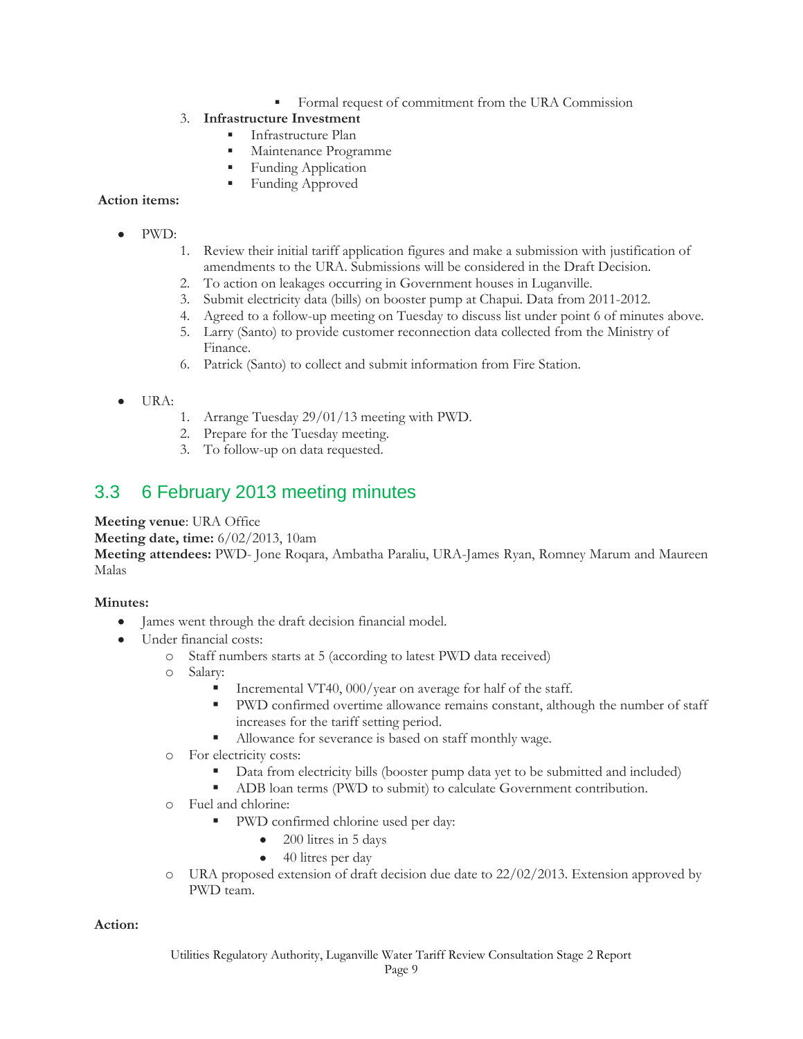- Formal request of commitment from the URA Commission

3. **Infrastructure Investment**
    - Infrastructure Plan
    - Maintenance Programme
    - Funding Application
    - Funding Approved

**Action items:**

- PWD:
    1. Review their initial tariff application figures and make a submission with justification of amendments to the URA. Submissions will be considered in the Draft Decision.
    2. To action on leakages occurring in Government houses in Luganville.
    3. Submit electricity data (bills) on booster pump at Chapui. Data from 2011-2012.
    4. Agreed to a follow-up meeting on Tuesday to discuss list under point 6 of minutes above.
    5. Larry (Santo) to provide customer reconnection data collected from the Ministry of Finance.
    6. Patrick (Santo) to collect and submit information from Fire Station.

- URA:
    1. Arrange Tuesday 29/01/13 meeting with PWD.
    2. Prepare for the Tuesday meeting.
    3. To follow-up on data requested.

## 3.3 6 February 2013 meeting minutes

**Meeting venue**: URA Office
**Meeting date, time:** 6/02/2013, 10am
**Meeting attendees:** PWD- Jone Roqara, Ambatha Paraliu, URA-James Ryan, Romney Marum and Maureen Malas

**Minutes:**

- James went through the draft decision financial model.
- Under financial costs:
    - Staff numbers starts at 5 (according to latest PWD data received)
    - Salary:
        - Incremental VT40, 000/year on average for half of the staff.
        - PWD confirmed overtime allowance remains constant, although the number of staff increases for the tariff setting period.
        - Allowance for severance is based on staff monthly wage.
    - For electricity costs:
        - Data from electricity bills (booster pump data yet to be submitted and included)
        - ADB loan terms (PWD to submit) to calculate Government contribution.
    - Fuel and chlorine:
        - PWD confirmed chlorine used per day:
            - 200 litres in 5 days
            - 40 litres per day
    - URA proposed extension of draft decision due date to 22/02/2013. Extension approved by PWD team.

**Action:**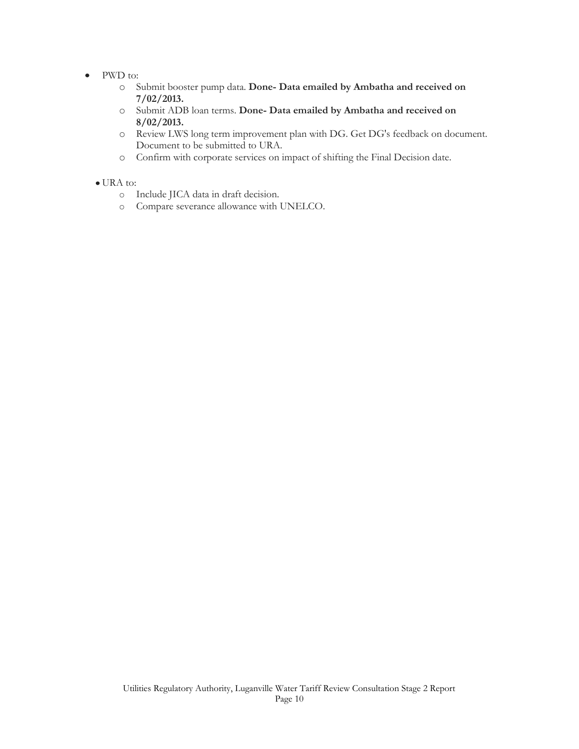- PWD to:
  - Submit booster pump data. **Done- Data emailed by Ambatha and received on 7/02/2013.**
  - Submit ADB loan terms. **Done- Data emailed by Ambatha and received on 8/02/2013.**
  - Review LWS long term improvement plan with DG. Get DG's feedback on document. Document to be submitted to URA.
  - Confirm with corporate services on impact of shifting the Final Decision date.

- URA to:
  - Include JICA data in draft decision.
  - Compare severance allowance with UNELCO.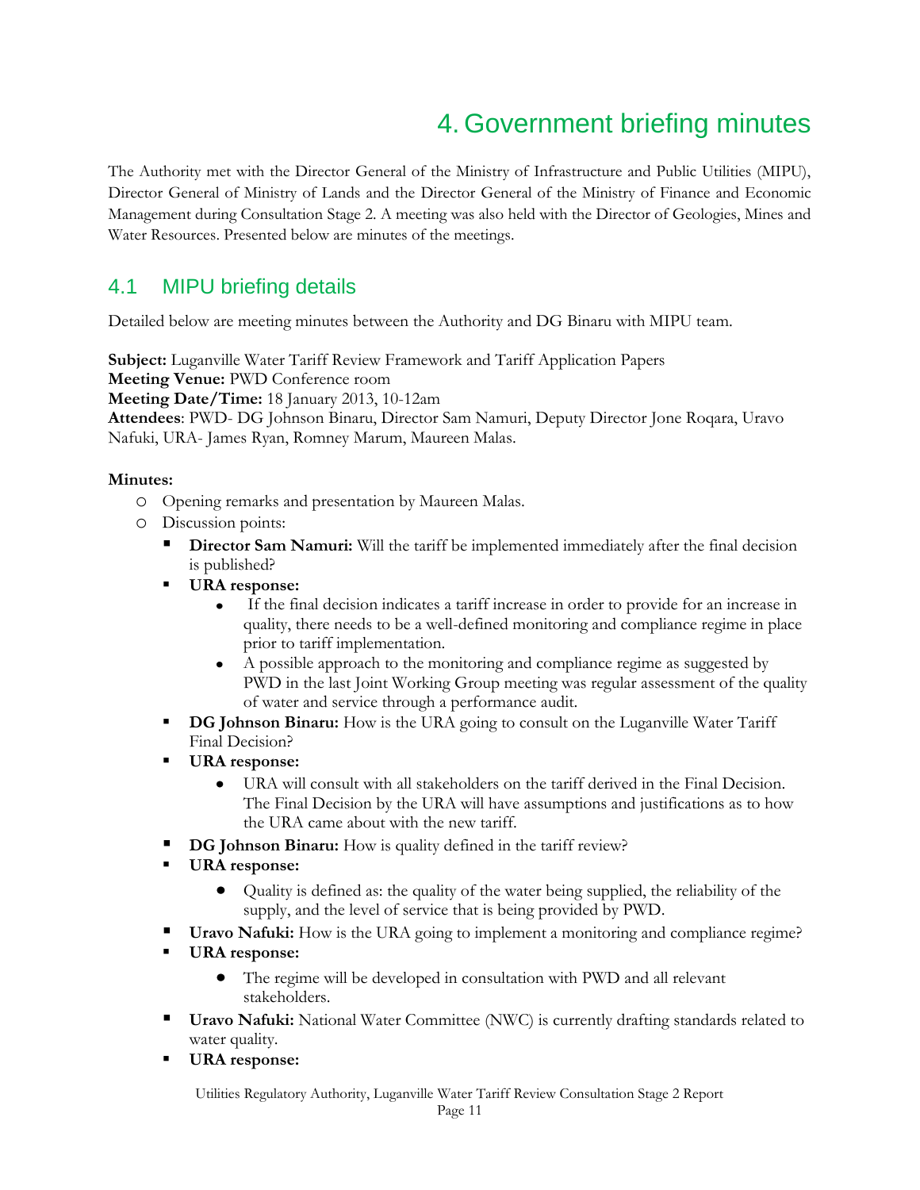# 4. Government briefing minutes

The Authority met with the Director General of the Ministry of Infrastructure and Public Utilities (MIPU), Director General of Ministry of Lands and the Director General of the Ministry of Finance and Economic Management during Consultation Stage 2. A meeting was also held with the Director of Geologies, Mines and Water Resources. Presented below are minutes of the meetings.

## 4.1 MIPU briefing details

Detailed below are meeting minutes between the Authority and DG Binaru with MIPU team.

**Subject:** Luganville Water Tariff Review Framework and Tariff Application Papers
**Meeting Venue:** PWD Conference room
**Meeting Date/Time:** 18 January 2013, 10-12am
**Attendees**: PWD- DG Johnson Binaru, Director Sam Namuri, Deputy Director Jone Roqara, Uravo Nafuki, URA- James Ryan, Romney Marum, Maureen Malas.

**Minutes:**

- Opening remarks and presentation by Maureen Malas.
- Discussion points:
  - **Director Sam Namuri:** Will the tariff be implemented immediately after the final decision is published?
  - **URA response:**
    - If the final decision indicates a tariff increase in order to provide for an increase in quality, there needs to be a well-defined monitoring and compliance regime in place prior to tariff implementation.
    - A possible approach to the monitoring and compliance regime as suggested by PWD in the last Joint Working Group meeting was regular assessment of the quality of water and service through a performance audit.
  - **DG Johnson Binaru:** How is the URA going to consult on the Luganville Water Tariff Final Decision?
  - **URA response:**
    - URA will consult with all stakeholders on the tariff derived in the Final Decision. The Final Decision by the URA will have assumptions and justifications as to how the URA came about with the new tariff.
  - **DG Johnson Binaru:** How is quality defined in the tariff review?
  - **URA response:**
    - Quality is defined as: the quality of the water being supplied, the reliability of the supply, and the level of service that is being provided by PWD.
  - **Uravo Nafuki:** How is the URA going to implement a monitoring and compliance regime?
  - **URA response:**
    - The regime will be developed in consultation with PWD and all relevant stakeholders.
  - **Uravo Nafuki:** National Water Committee (NWC) is currently drafting standards related to water quality.
  - **URA response:**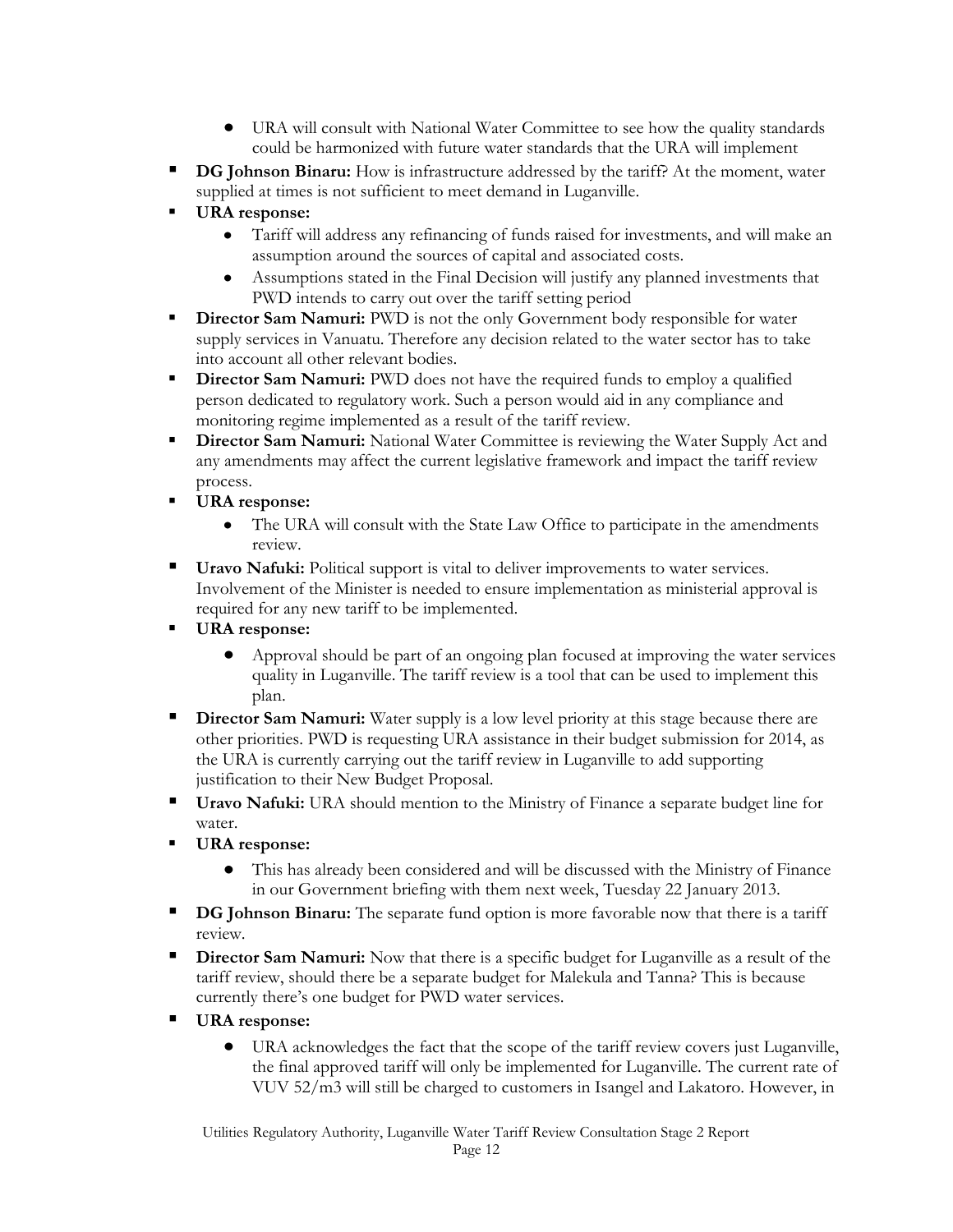- URA will consult with National Water Committee to see how the quality standards could be harmonized with future water standards that the URA will implement
- **DG Johnson Binaru:** How is infrastructure addressed by the tariff? At the moment, water supplied at times is not sufficient to meet demand in Luganville.
- **URA response:**
  - Tariff will address any refinancing of funds raised for investments, and will make an assumption around the sources of capital and associated costs.
  - Assumptions stated in the Final Decision will justify any planned investments that PWD intends to carry out over the tariff setting period
- **Director Sam Namuri:** PWD is not the only Government body responsible for water supply services in Vanuatu. Therefore any decision related to the water sector has to take into account all other relevant bodies.
- **Director Sam Namuri:** PWD does not have the required funds to employ a qualified person dedicated to regulatory work. Such a person would aid in any compliance and monitoring regime implemented as a result of the tariff review.
- **Director Sam Namuri:** National Water Committee is reviewing the Water Supply Act and any amendments may affect the current legislative framework and impact the tariff review process.
- **URA response:**
  - The URA will consult with the State Law Office to participate in the amendments review.
- **Uravo Nafuki:** Political support is vital to deliver improvements to water services. Involvement of the Minister is needed to ensure implementation as ministerial approval is required for any new tariff to be implemented.
- **URA response:**
  - Approval should be part of an ongoing plan focused at improving the water services quality in Luganville. The tariff review is a tool that can be used to implement this plan.
- **Director Sam Namuri:** Water supply is a low level priority at this stage because there are other priorities. PWD is requesting URA assistance in their budget submission for 2014, as the URA is currently carrying out the tariff review in Luganville to add supporting justification to their New Budget Proposal.
- **Uravo Nafuki:** URA should mention to the Ministry of Finance a separate budget line for water.
- **URA response:**
  - This has already been considered and will be discussed with the Ministry of Finance in our Government briefing with them next week, Tuesday 22 January 2013.
- **DG Johnson Binaru:** The separate fund option is more favorable now that there is a tariff review.
- **Director Sam Namuri:** Now that there is a specific budget for Luganville as a result of the tariff review, should there be a separate budget for Malekula and Tanna? This is because currently there's one budget for PWD water services.
- **URA response:**
  - URA acknowledges the fact that the scope of the tariff review covers just Luganville, the final approved tariff will only be implemented for Luganville. The current rate of VUV 52/m3 will still be charged to customers in Isangel and Lakatoro. However, in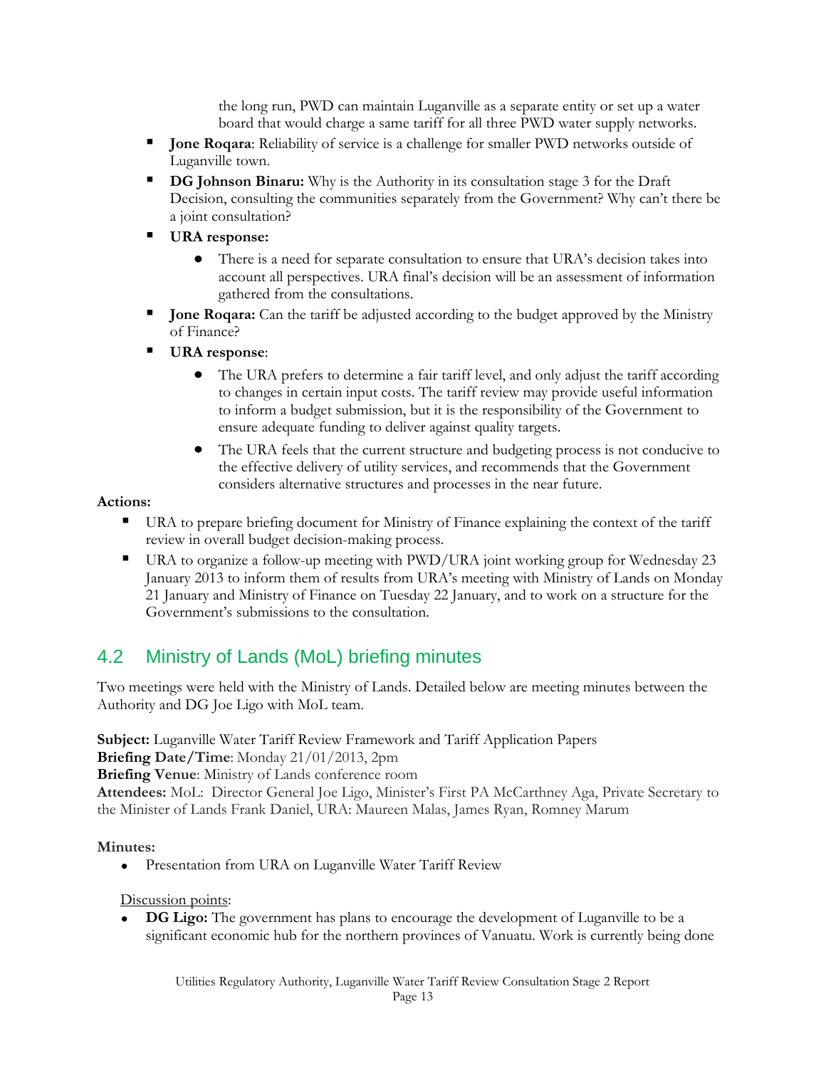the long run, PWD can maintain Luganville as a separate entity or set up a water board that would charge a same tariff for all three PWD water supply networks.

- **Jone Roqara**: Reliability of service is a challenge for smaller PWD networks outside of Luganville town.
- **DG Johnson Binaru:** Why is the Authority in its consultation stage 3 for the Draft Decision, consulting the communities separately from the Government? Why can't there be a joint consultation?
- **URA response:**
  - There is a need for separate consultation to ensure that URA's decision takes into account all perspectives. URA final's decision will be an assessment of information gathered from the consultations.
- **Jone Roqara:** Can the tariff be adjusted according to the budget approved by the Ministry of Finance?
- **URA response**:
  - The URA prefers to determine a fair tariff level, and only adjust the tariff according to changes in certain input costs. The tariff review may provide useful information to inform a budget submission, but it is the responsibility of the Government to ensure adequate funding to deliver against quality targets.
  - The URA feels that the current structure and budgeting process is not conducive to the effective delivery of utility services, and recommends that the Government considers alternative structures and processes in the near future.

**Actions:**

- URA to prepare briefing document for Ministry of Finance explaining the context of the tariff review in overall budget decision-making process.
- URA to organize a follow-up meeting with PWD/URA joint working group for Wednesday 23 January 2013 to inform them of results from URA's meeting with Ministry of Lands on Monday 21 January and Ministry of Finance on Tuesday 22 January, and to work on a structure for the Government's submissions to the consultation.

## 4.2 Ministry of Lands (MoL) briefing minutes

Two meetings were held with the Ministry of Lands. Detailed below are meeting minutes between the Authority and DG Joe Ligo with MoL team.

**Subject:** Luganville Water Tariff Review Framework and Tariff Application Papers
**Briefing Date/Time**: Monday 21/01/2013, 2pm
**Briefing Venue**: Ministry of Lands conference room
**Attendees:** MoL: Director General Joe Ligo, Minister's First PA McCarthney Aga, Private Secretary to the Minister of Lands Frank Daniel, URA: Maureen Malas, James Ryan, Romney Marum

**Minutes:**

- Presentation from URA on Luganville Water Tariff Review

Discussion points:

- **DG Ligo:** The government has plans to encourage the development of Luganville to be a significant economic hub for the northern provinces of Vanuatu. Work is currently being done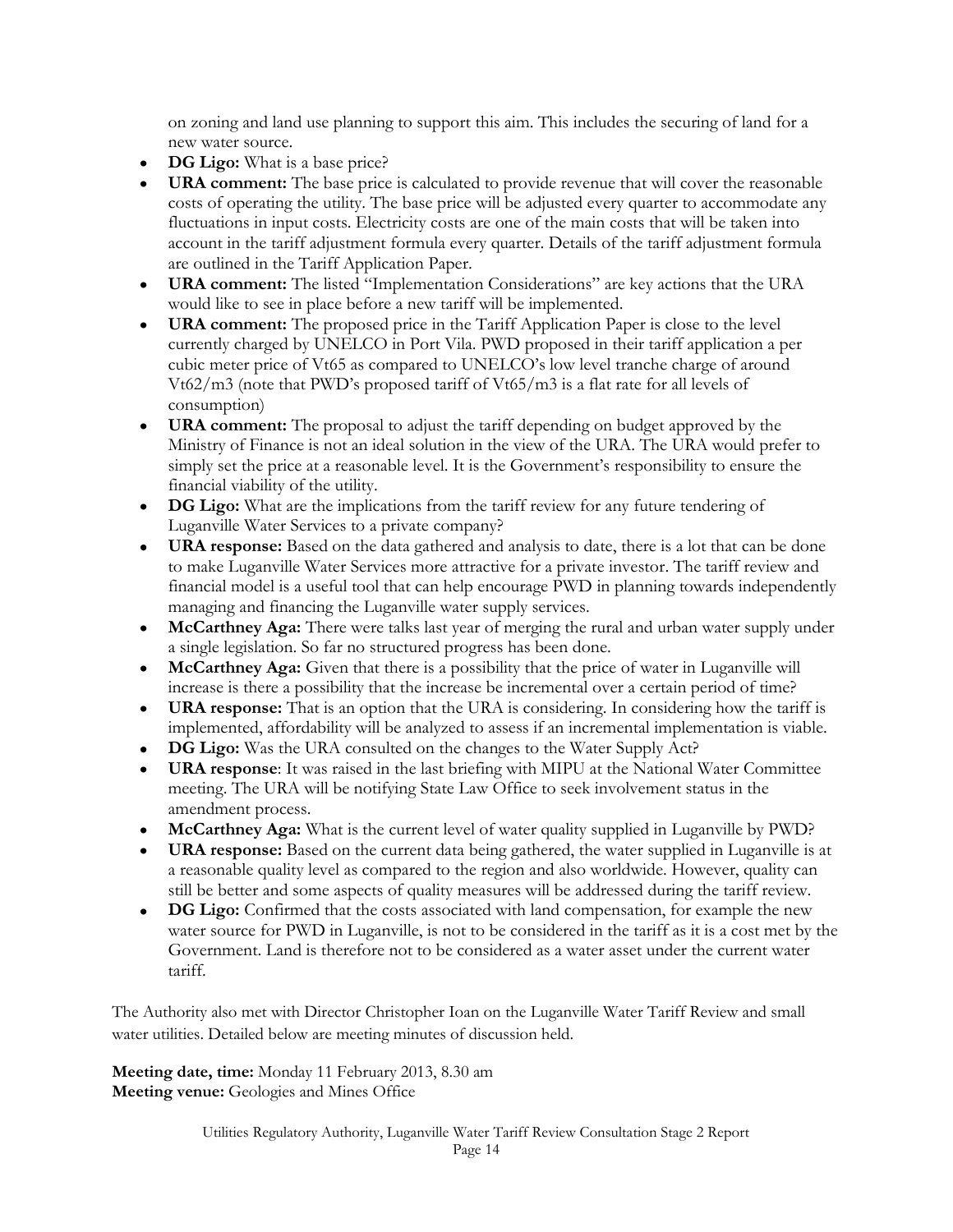on zoning and land use planning to support this aim. This includes the securing of land for a new water source.

- **DG Ligo:** What is a base price?
- **URA comment:** The base price is calculated to provide revenue that will cover the reasonable costs of operating the utility. The base price will be adjusted every quarter to accommodate any fluctuations in input costs. Electricity costs are one of the main costs that will be taken into account in the tariff adjustment formula every quarter. Details of the tariff adjustment formula are outlined in the Tariff Application Paper.
- **URA comment:** The listed "Implementation Considerations" are key actions that the URA would like to see in place before a new tariff will be implemented.
- **URA comment:** The proposed price in the Tariff Application Paper is close to the level currently charged by UNELCO in Port Vila. PWD proposed in their tariff application a per cubic meter price of Vt65 as compared to UNELCO's low level tranche charge of around Vt62/m3 (note that PWD's proposed tariff of Vt65/m3 is a flat rate for all levels of consumption)
- **URA comment:** The proposal to adjust the tariff depending on budget approved by the Ministry of Finance is not an ideal solution in the view of the URA. The URA would prefer to simply set the price at a reasonable level. It is the Government's responsibility to ensure the financial viability of the utility.
- **DG Ligo:** What are the implications from the tariff review for any future tendering of Luganville Water Services to a private company?
- **URA response:** Based on the data gathered and analysis to date, there is a lot that can be done to make Luganville Water Services more attractive for a private investor. The tariff review and financial model is a useful tool that can help encourage PWD in planning towards independently managing and financing the Luganville water supply services.
- **McCarthney Aga:** There were talks last year of merging the rural and urban water supply under a single legislation. So far no structured progress has been done.
- **McCarthney Aga:** Given that there is a possibility that the price of water in Luganville will increase is there a possibility that the increase be incremental over a certain period of time?
- **URA response:** That is an option that the URA is considering. In considering how the tariff is implemented, affordability will be analyzed to assess if an incremental implementation is viable.
- **DG Ligo:** Was the URA consulted on the changes to the Water Supply Act?
- **URA response**: It was raised in the last briefing with MIPU at the National Water Committee meeting. The URA will be notifying State Law Office to seek involvement status in the amendment process.
- **McCarthney Aga:** What is the current level of water quality supplied in Luganville by PWD?
- **URA response:** Based on the current data being gathered, the water supplied in Luganville is at a reasonable quality level as compared to the region and also worldwide. However, quality can still be better and some aspects of quality measures will be addressed during the tariff review.
- **DG Ligo:** Confirmed that the costs associated with land compensation, for example the new water source for PWD in Luganville, is not to be considered in the tariff as it is a cost met by the Government. Land is therefore not to be considered as a water asset under the current water tariff.

The Authority also met with Director Christopher Ioan on the Luganville Water Tariff Review and small water utilities. Detailed below are meeting minutes of discussion held.

**Meeting date, time:** Monday 11 February 2013, 8.30 am
**Meeting venue:** Geologies and Mines Office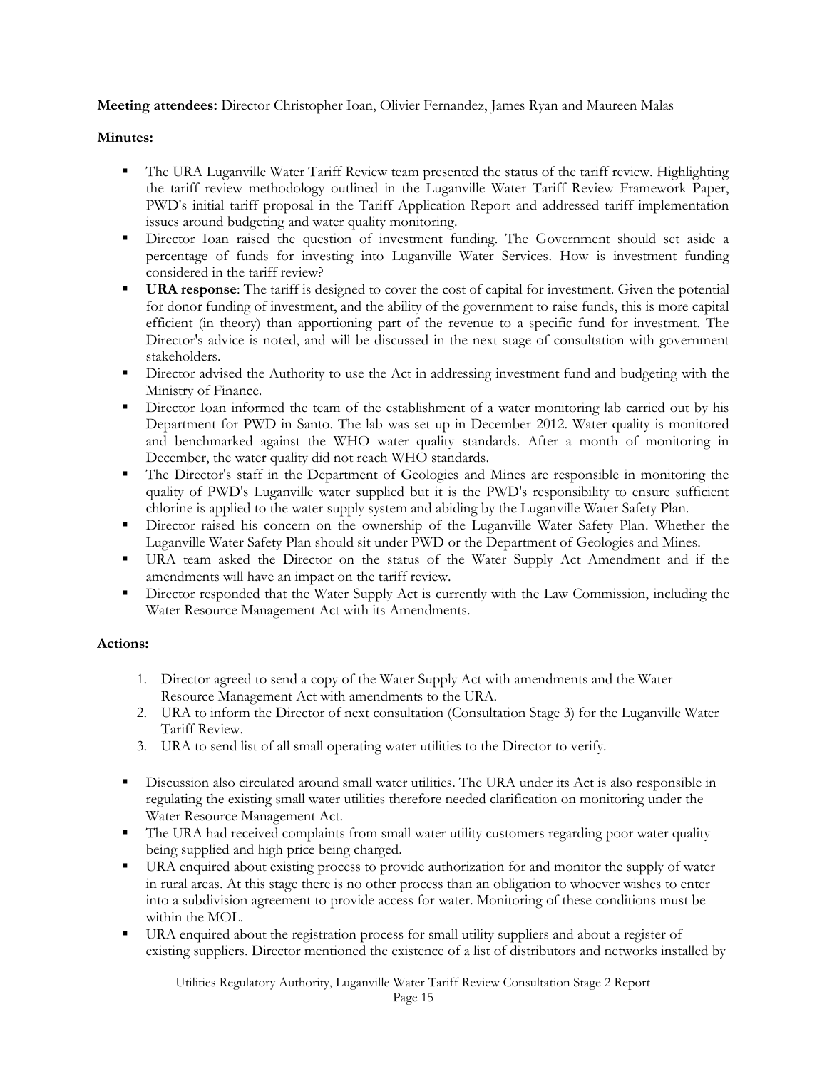**Meeting attendees:** Director Christopher Ioan, Olivier Fernandez, James Ryan and Maureen Malas

**Minutes:**

- The URA Luganville Water Tariff Review team presented the status of the tariff review. Highlighting the tariff review methodology outlined in the Luganville Water Tariff Review Framework Paper, PWD's initial tariff proposal in the Tariff Application Report and addressed tariff implementation issues around budgeting and water quality monitoring.
- Director Ioan raised the question of investment funding. The Government should set aside a percentage of funds for investing into Luganville Water Services. How is investment funding considered in the tariff review?
- **URA response**: The tariff is designed to cover the cost of capital for investment. Given the potential for donor funding of investment, and the ability of the government to raise funds, this is more capital efficient (in theory) than apportioning part of the revenue to a specific fund for investment. The Director's advice is noted, and will be discussed in the next stage of consultation with government stakeholders.
- Director advised the Authority to use the Act in addressing investment fund and budgeting with the Ministry of Finance.
- Director Ioan informed the team of the establishment of a water monitoring lab carried out by his Department for PWD in Santo. The lab was set up in December 2012. Water quality is monitored and benchmarked against the WHO water quality standards. After a month of monitoring in December, the water quality did not reach WHO standards.
- The Director's staff in the Department of Geologies and Mines are responsible in monitoring the quality of PWD's Luganville water supplied but it is the PWD's responsibility to ensure sufficient chlorine is applied to the water supply system and abiding by the Luganville Water Safety Plan.
- Director raised his concern on the ownership of the Luganville Water Safety Plan. Whether the Luganville Water Safety Plan should sit under PWD or the Department of Geologies and Mines.
- URA team asked the Director on the status of the Water Supply Act Amendment and if the amendments will have an impact on the tariff review.
- Director responded that the Water Supply Act is currently with the Law Commission, including the Water Resource Management Act with its Amendments.

**Actions:**

1. Director agreed to send a copy of the Water Supply Act with amendments and the Water Resource Management Act with amendments to the URA.
2. URA to inform the Director of next consultation (Consultation Stage 3) for the Luganville Water Tariff Review.
3. URA to send list of all small operating water utilities to the Director to verify.

- Discussion also circulated around small water utilities. The URA under its Act is also responsible in regulating the existing small water utilities therefore needed clarification on monitoring under the Water Resource Management Act.
- The URA had received complaints from small water utility customers regarding poor water quality being supplied and high price being charged.
- URA enquired about existing process to provide authorization for and monitor the supply of water in rural areas. At this stage there is no other process than an obligation to whoever wishes to enter into a subdivision agreement to provide access for water. Monitoring of these conditions must be within the MOL.
- URA enquired about the registration process for small utility suppliers and about a register of existing suppliers. Director mentioned the existence of a list of distributors and networks installed by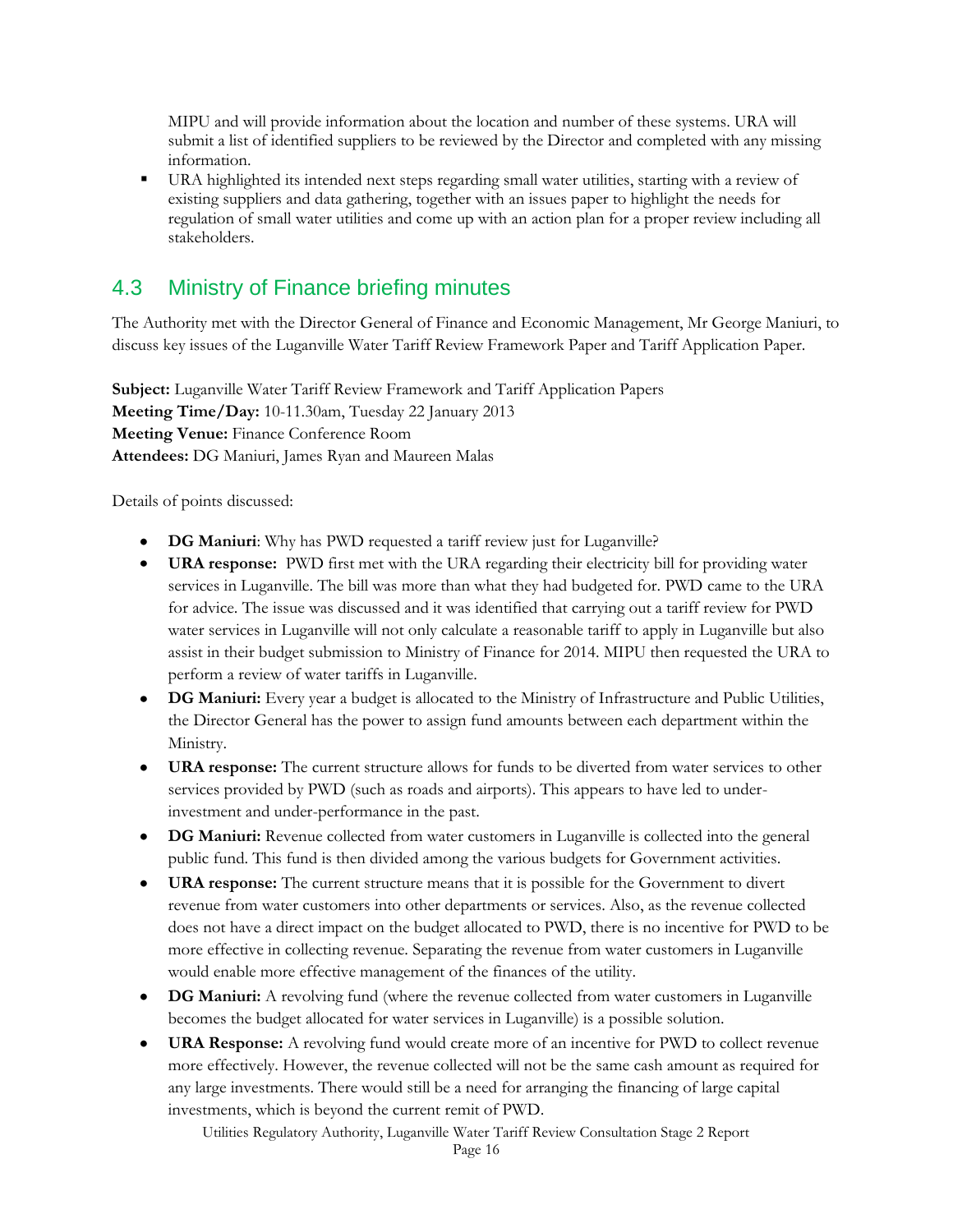MIPU and will provide information about the location and number of these systems. URA will submit a list of identified suppliers to be reviewed by the Director and completed with any missing information.

- URA highlighted its intended next steps regarding small water utilities, starting with a review of existing suppliers and data gathering, together with an issues paper to highlight the needs for regulation of small water utilities and come up with an action plan for a proper review including all stakeholders.

## 4.3 Ministry of Finance briefing minutes

The Authority met with the Director General of Finance and Economic Management, Mr George Maniuri, to discuss key issues of the Luganville Water Tariff Review Framework Paper and Tariff Application Paper.

**Subject:** Luganville Water Tariff Review Framework and Tariff Application Papers
**Meeting Time/Day:** 10-11.30am, Tuesday 22 January 2013
**Meeting Venue:** Finance Conference Room
**Attendees:** DG Maniuri, James Ryan and Maureen Malas

Details of points discussed:

- **DG Maniuri**: Why has PWD requested a tariff review just for Luganville?
- **URA response:** PWD first met with the URA regarding their electricity bill for providing water services in Luganville. The bill was more than what they had budgeted for. PWD came to the URA for advice. The issue was discussed and it was identified that carrying out a tariff review for PWD water services in Luganville will not only calculate a reasonable tariff to apply in Luganville but also assist in their budget submission to Ministry of Finance for 2014. MIPU then requested the URA to perform a review of water tariffs in Luganville.
- **DG Maniuri:** Every year a budget is allocated to the Ministry of Infrastructure and Public Utilities, the Director General has the power to assign fund amounts between each department within the Ministry.
- **URA response:** The current structure allows for funds to be diverted from water services to other services provided by PWD (such as roads and airports). This appears to have led to under-investment and under-performance in the past.
- **DG Maniuri:** Revenue collected from water customers in Luganville is collected into the general public fund. This fund is then divided among the various budgets for Government activities.
- **URA response:** The current structure means that it is possible for the Government to divert revenue from water customers into other departments or services. Also, as the revenue collected does not have a direct impact on the budget allocated to PWD, there is no incentive for PWD to be more effective in collecting revenue. Separating the revenue from water customers in Luganville would enable more effective management of the finances of the utility.
- **DG Maniuri:** A revolving fund (where the revenue collected from water customers in Luganville becomes the budget allocated for water services in Luganville) is a possible solution.
- **URA Response:** A revolving fund would create more of an incentive for PWD to collect revenue more effectively. However, the revenue collected will not be the same cash amount as required for any large investments. There would still be a need for arranging the financing of large capital investments, which is beyond the current remit of PWD.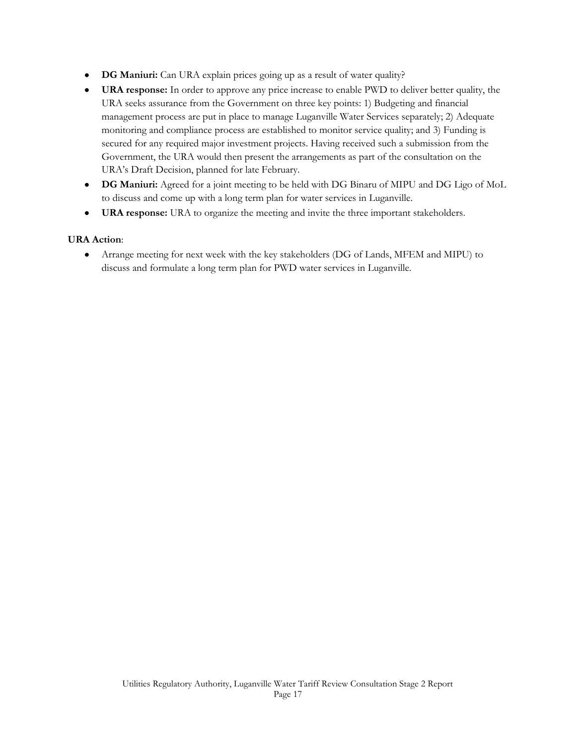- **DG Maniuri:** Can URA explain prices going up as a result of water quality?
- **URA response:** In order to approve any price increase to enable PWD to deliver better quality, the URA seeks assurance from the Government on three key points: 1) Budgeting and financial management process are put in place to manage Luganville Water Services separately; 2) Adequate monitoring and compliance process are established to monitor service quality; and 3) Funding is secured for any required major investment projects. Having received such a submission from the Government, the URA would then present the arrangements as part of the consultation on the URA's Draft Decision, planned for late February.
- **DG Maniuri:** Agreed for a joint meeting to be held with DG Binaru of MIPU and DG Ligo of MoL to discuss and come up with a long term plan for water services in Luganville.
- **URA response:** URA to organize the meeting and invite the three important stakeholders.

**URA Action**:

- Arrange meeting for next week with the key stakeholders (DG of Lands, MFEM and MIPU) to discuss and formulate a long term plan for PWD water services in Luganville.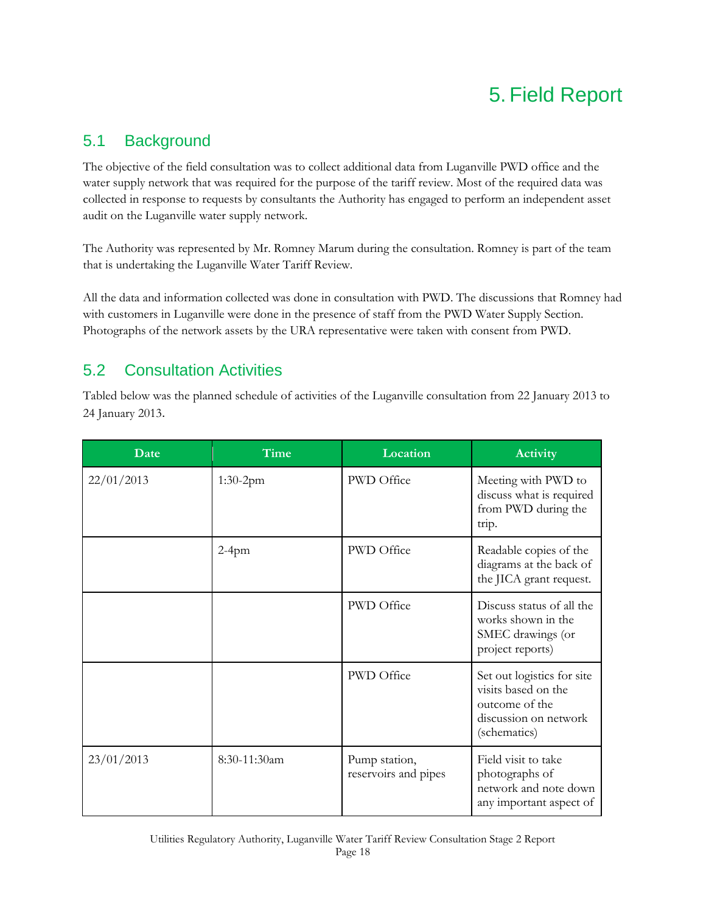# 5. Field Report

## 5.1 Background

The objective of the field consultation was to collect additional data from Luganville PWD office and the water supply network that was required for the purpose of the tariff review. Most of the required data was collected in response to requests by consultants the Authority has engaged to perform an independent asset audit on the Luganville water supply network.

The Authority was represented by Mr. Romney Marum during the consultation. Romney is part of the team that is undertaking the Luganville Water Tariff Review.

All the data and information collected was done in consultation with PWD. The discussions that Romney had with customers in Luganville were done in the presence of staff from the PWD Water Supply Section. Photographs of the network assets by the URA representative were taken with consent from PWD.

## 5.2 Consultation Activities

Tabled below was the planned schedule of activities of the Luganville consultation from 22 January 2013 to 24 January 2013.

| Date | Time | Location | Activity |
|---|---|---|---|
| 22/01/2013 | 1:30-2pm | PWD Office | Meeting with PWD to discuss what is required from PWD during the trip. |
| | 2-4pm | PWD Office | Readable copies of the diagrams at the back of the JICA grant request. |
| | | PWD Office | Discuss status of all the works shown in the SMEC drawings (or project reports) |
| | | PWD Office | Set out logistics for site visits based on the outcome of the discussion on network (schematics) |
| 23/01/2013 | 8:30-11:30am | Pump station, reservoirs and pipes | Field visit to take photographs of network and note down any important aspect of |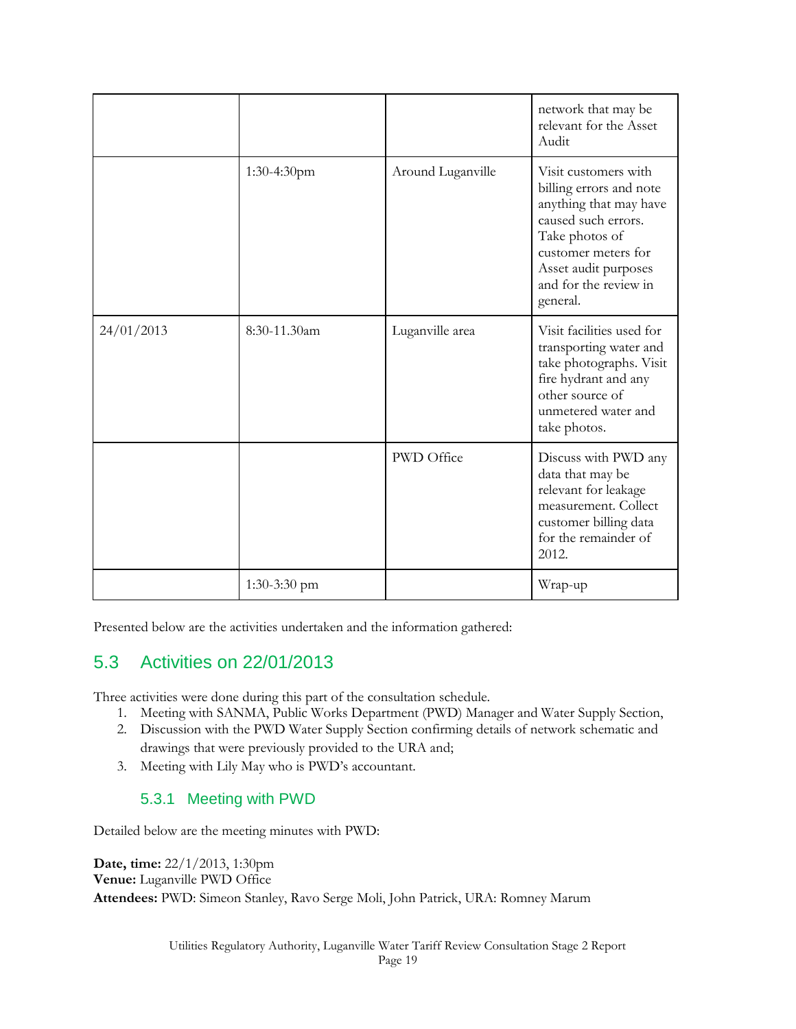| | | | |
|---|---|---|---|
| | | | network that may be relevant for the Asset Audit |
| | 1:30-4:30pm | Around Luganville | Visit customers with billing errors and note anything that may have caused such errors. Take photos of customer meters for Asset audit purposes and for the review in general. |
| 24/01/2013 | 8:30-11.30am | Luganville area | Visit facilities used for transporting water and take photographs. Visit fire hydrant and any other source of unmetered water and take photos. |
| | | PWD Office | Discuss with PWD any data that may be relevant for leakage measurement. Collect customer billing data for the remainder of 2012. |
| | 1:30-3:30 pm | | Wrap-up |

Presented below are the activities undertaken and the information gathered:

## 5.3 Activities on 22/01/2013

Three activities were done during this part of the consultation schedule.

1. Meeting with SANMA, Public Works Department (PWD) Manager and Water Supply Section,
2. Discussion with the PWD Water Supply Section confirming details of network schematic and drawings that were previously provided to the URA and;
3. Meeting with Lily May who is PWD's accountant.

### 5.3.1 Meeting with PWD

Detailed below are the meeting minutes with PWD:

**Date, time:** 22/1/2013, 1:30pm
**Venue:** Luganville PWD Office
**Attendees:** PWD: Simeon Stanley, Ravo Serge Moli, John Patrick, URA: Romney Marum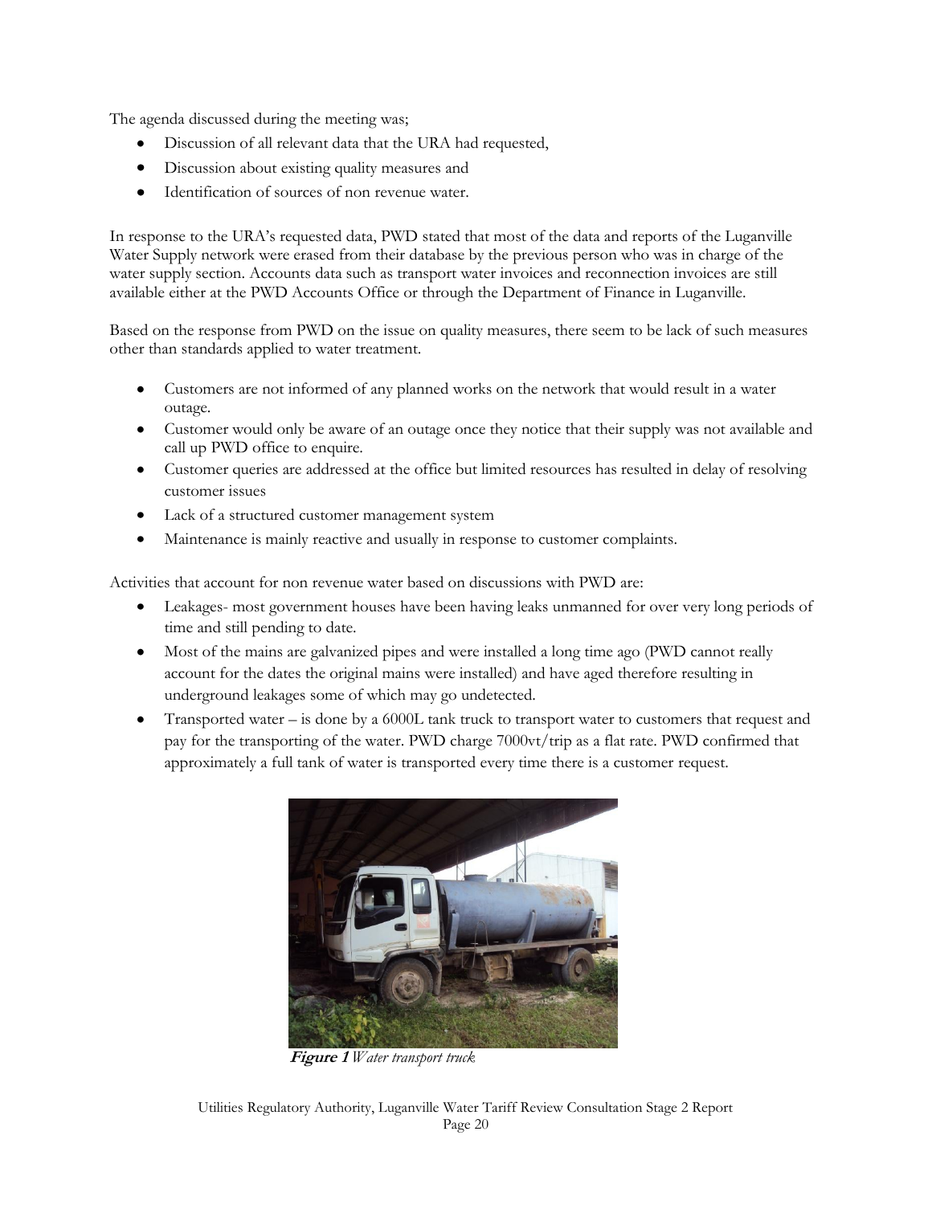The agenda discussed during the meeting was;

- Discussion of all relevant data that the URA had requested,
- Discussion about existing quality measures and
- Identification of sources of non revenue water.

In response to the URA's requested data, PWD stated that most of the data and reports of the Luganville Water Supply network were erased from their database by the previous person who was in charge of the water supply section. Accounts data such as transport water invoices and reconnection invoices are still available either at the PWD Accounts Office or through the Department of Finance in Luganville.

Based on the response from PWD on the issue on quality measures, there seem to be lack of such measures other than standards applied to water treatment.

- Customers are not informed of any planned works on the network that would result in a water outage.
- Customer would only be aware of an outage once they notice that their supply was not available and call up PWD office to enquire.
- Customer queries are addressed at the office but limited resources has resulted in delay of resolving customer issues
- Lack of a structured customer management system
- Maintenance is mainly reactive and usually in response to customer complaints.

Activities that account for non revenue water based on discussions with PWD are:

- Leakages- most government houses have been having leaks unmanned for over very long periods of time and still pending to date.
- Most of the mains are galvanized pipes and were installed a long time ago (PWD cannot really account for the dates the original mains were installed) and have aged therefore resulting in underground leakages some of which may go undetected.
- Transported water – is done by a 6000L tank truck to transport water to customers that request and pay for the transporting of the water. PWD charge 7000vt/trip as a flat rate. PWD confirmed that approximately a full tank of water is transported every time there is a customer request.

**Figure 1** *Water transport truck*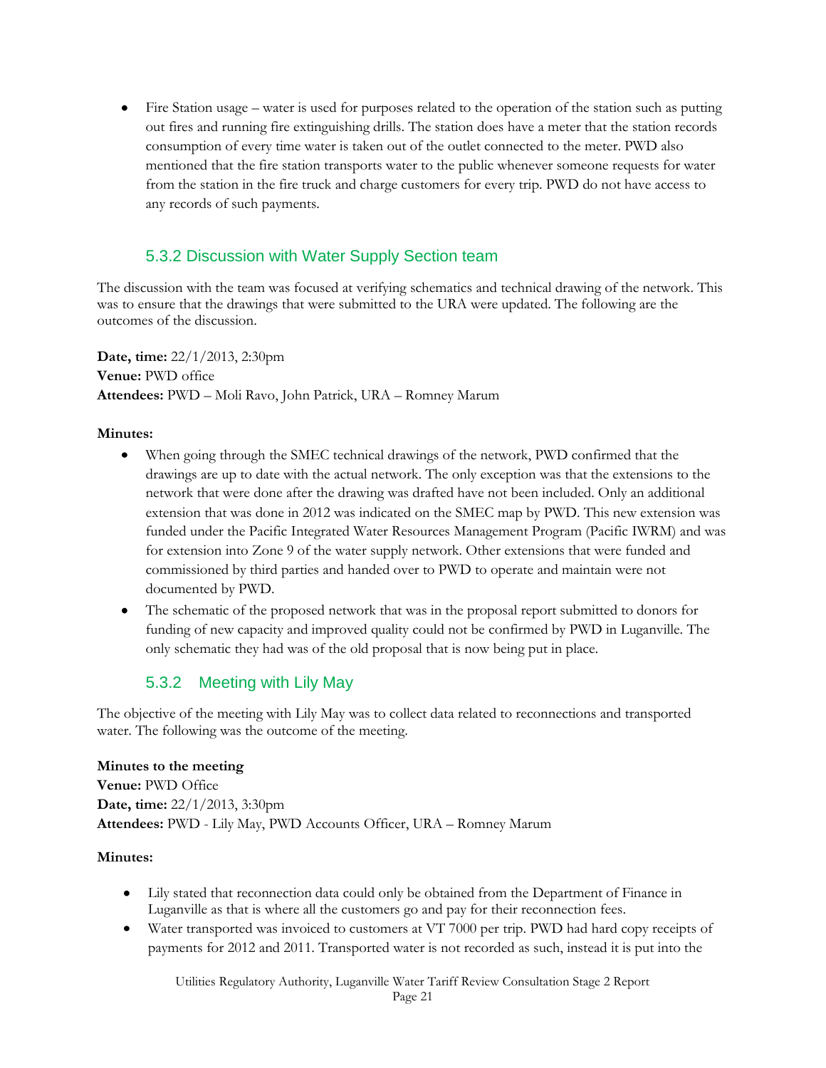- Fire Station usage – water is used for purposes related to the operation of the station such as putting out fires and running fire extinguishing drills. The station does have a meter that the station records consumption of every time water is taken out of the outlet connected to the meter. PWD also mentioned that the fire station transports water to the public whenever someone requests for water from the station in the fire truck and charge customers for every trip. PWD do not have access to any records of such payments.

### 5.3.2 Discussion with Water Supply Section team

The discussion with the team was focused at verifying schematics and technical drawing of the network. This was to ensure that the drawings that were submitted to the URA were updated. The following are the outcomes of the discussion.

**Date, time:** 22/1/2013, 2:30pm
**Venue:** PWD office
**Attendees:** PWD – Moli Ravo, John Patrick, URA – Romney Marum

**Minutes:**

- When going through the SMEC technical drawings of the network, PWD confirmed that the drawings are up to date with the actual network. The only exception was that the extensions to the network that were done after the drawing was drafted have not been included. Only an additional extension that was done in 2012 was indicated on the SMEC map by PWD. This new extension was funded under the Pacific Integrated Water Resources Management Program (Pacific IWRM) and was for extension into Zone 9 of the water supply network. Other extensions that were funded and commissioned by third parties and handed over to PWD to operate and maintain were not documented by PWD.
- The schematic of the proposed network that was in the proposal report submitted to donors for funding of new capacity and improved quality could not be confirmed by PWD in Luganville. The only schematic they had was of the old proposal that is now being put in place.

### 5.3.2 Meeting with Lily May

The objective of the meeting with Lily May was to collect data related to reconnections and transported water. The following was the outcome of the meeting.

**Minutes to the meeting**
**Venue:** PWD Office
**Date, time:** 22/1/2013, 3:30pm
**Attendees:** PWD - Lily May, PWD Accounts Officer, URA – Romney Marum

**Minutes:**

- Lily stated that reconnection data could only be obtained from the Department of Finance in Luganville as that is where all the customers go and pay for their reconnection fees.
- Water transported was invoiced to customers at VT 7000 per trip. PWD had hard copy receipts of payments for 2012 and 2011. Transported water is not recorded as such, instead it is put into the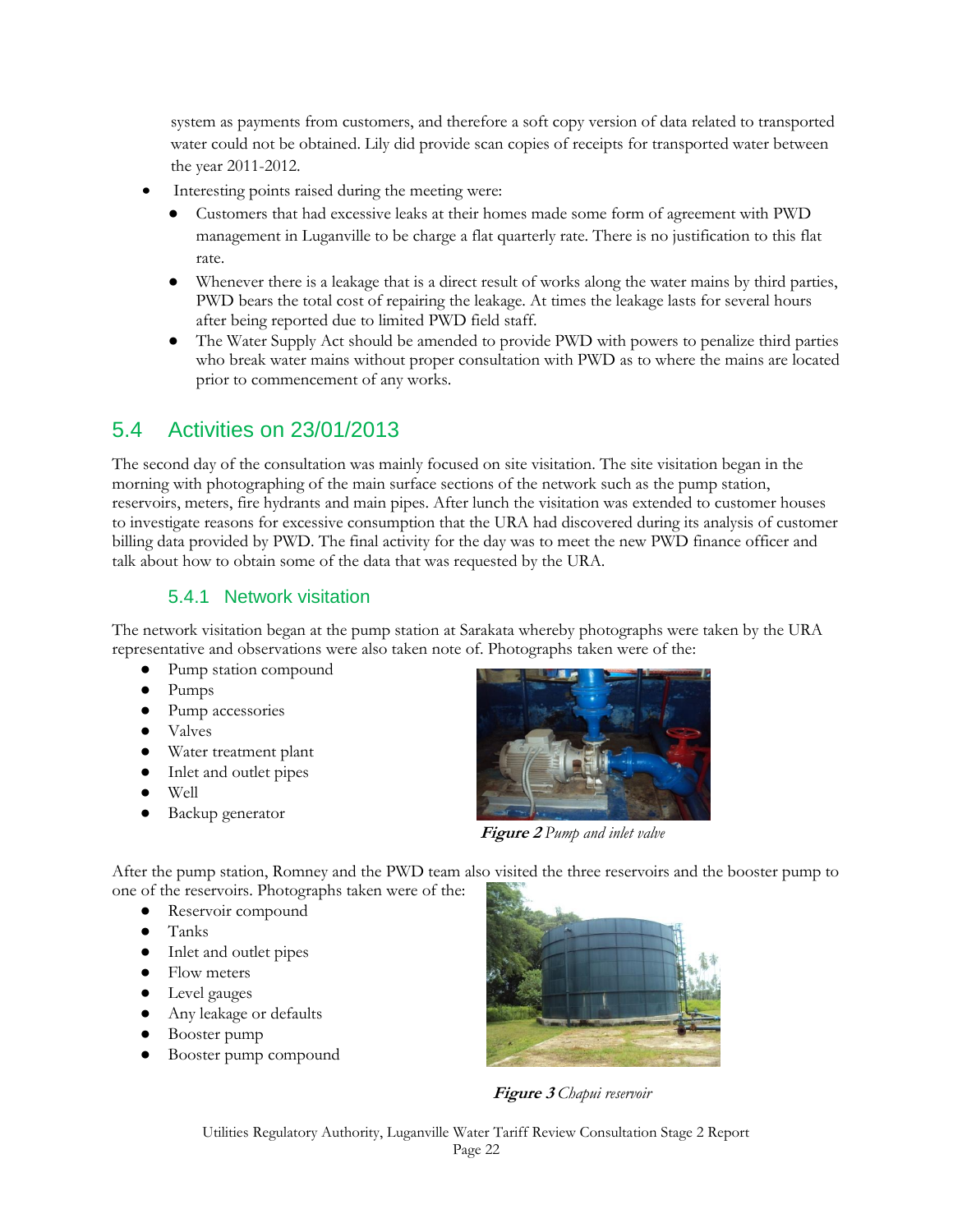system as payments from customers, and therefore a soft copy version of data related to transported water could not be obtained. Lily did provide scan copies of receipts for transported water between the year 2011-2012.

- Interesting points raised during the meeting were:
  - Customers that had excessive leaks at their homes made some form of agreement with PWD management in Luganville to be charge a flat quarterly rate. There is no justification to this flat rate.
  - Whenever there is a leakage that is a direct result of works along the water mains by third parties, PWD bears the total cost of repairing the leakage. At times the leakage lasts for several hours after being reported due to limited PWD field staff.
  - The Water Supply Act should be amended to provide PWD with powers to penalize third parties who break water mains without proper consultation with PWD as to where the mains are located prior to commencement of any works.

## 5.4 Activities on 23/01/2013

The second day of the consultation was mainly focused on site visitation. The site visitation began in the morning with photographing of the main surface sections of the network such as the pump station, reservoirs, meters, fire hydrants and main pipes. After lunch the visitation was extended to customer houses to investigate reasons for excessive consumption that the URA had discovered during its analysis of customer billing data provided by PWD. The final activity for the day was to meet the new PWD finance officer and talk about how to obtain some of the data that was requested by the URA.

### 5.4.1 Network visitation

The network visitation began at the pump station at Sarakata whereby photographs were taken by the URA representative and observations were also taken note of. Photographs taken were of the:

- Pump station compound
- Pumps
- Pump accessories
- Valves
- Water treatment plant
- Inlet and outlet pipes
- Well
- Backup generator

***Figure 2*** *Pump and inlet valve*

After the pump station, Romney and the PWD team also visited the three reservoirs and the booster pump to one of the reservoirs. Photographs taken were of the:

- Reservoir compound
- Tanks
- Inlet and outlet pipes
- Flow meters
- Level gauges
- Any leakage or defaults
- Booster pump
- Booster pump compound

***Figure 3*** *Chapui reservoir*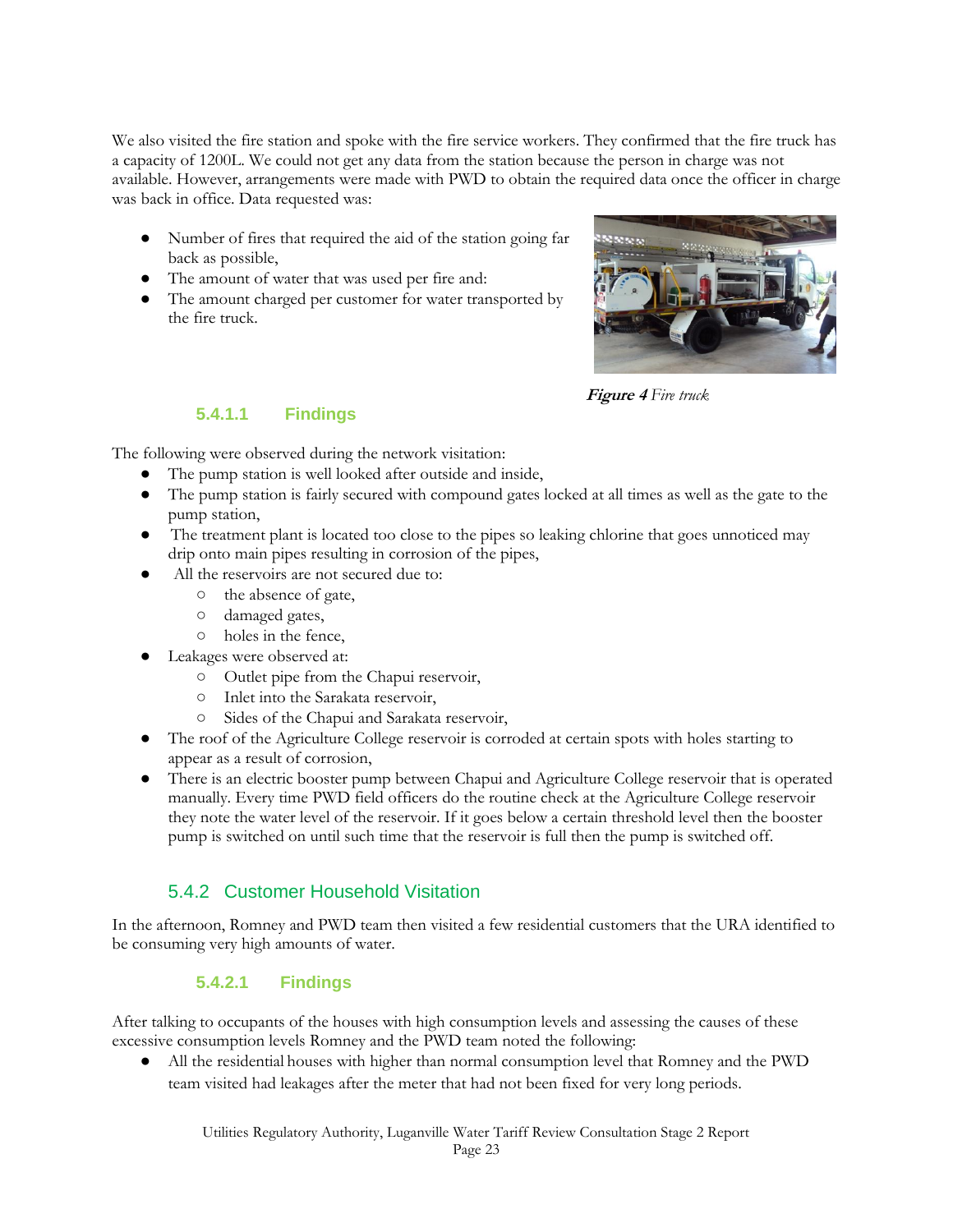We also visited the fire station and spoke with the fire service workers. They confirmed that the fire truck has a capacity of 1200L. We could not get any data from the station because the person in charge was not available. However, arrangements were made with PWD to obtain the required data once the officer in charge was back in office. Data requested was:

- Number of fires that required the aid of the station going far back as possible,
- The amount of water that was used per fire and:
- The amount charged per customer for water transported by the fire truck.

***Figure 4*** *Fire truck*

#### 5.4.1.1 Findings

The following were observed during the network visitation:

- The pump station is well looked after outside and inside,
- The pump station is fairly secured with compound gates locked at all times as well as the gate to the pump station,
- The treatment plant is located too close to the pipes so leaking chlorine that goes unnoticed may drip onto main pipes resulting in corrosion of the pipes,
- All the reservoirs are not secured due to:
  - the absence of gate,
  - damaged gates,
  - holes in the fence,
- Leakages were observed at:
  - Outlet pipe from the Chapui reservoir,
  - Inlet into the Sarakata reservoir,
  - Sides of the Chapui and Sarakata reservoir,
- The roof of the Agriculture College reservoir is corroded at certain spots with holes starting to appear as a result of corrosion,
- There is an electric booster pump between Chapui and Agriculture College reservoir that is operated manually. Every time PWD field officers do the routine check at the Agriculture College reservoir they note the water level of the reservoir. If it goes below a certain threshold level then the booster pump is switched on until such time that the reservoir is full then the pump is switched off.

### 5.4.2 Customer Household Visitation

In the afternoon, Romney and PWD team then visited a few residential customers that the URA identified to be consuming very high amounts of water.

#### 5.4.2.1 Findings

After talking to occupants of the houses with high consumption levels and assessing the causes of these excessive consumption levels Romney and the PWD team noted the following:

- All the residential houses with higher than normal consumption level that Romney and the PWD team visited had leakages after the meter that had not been fixed for very long periods.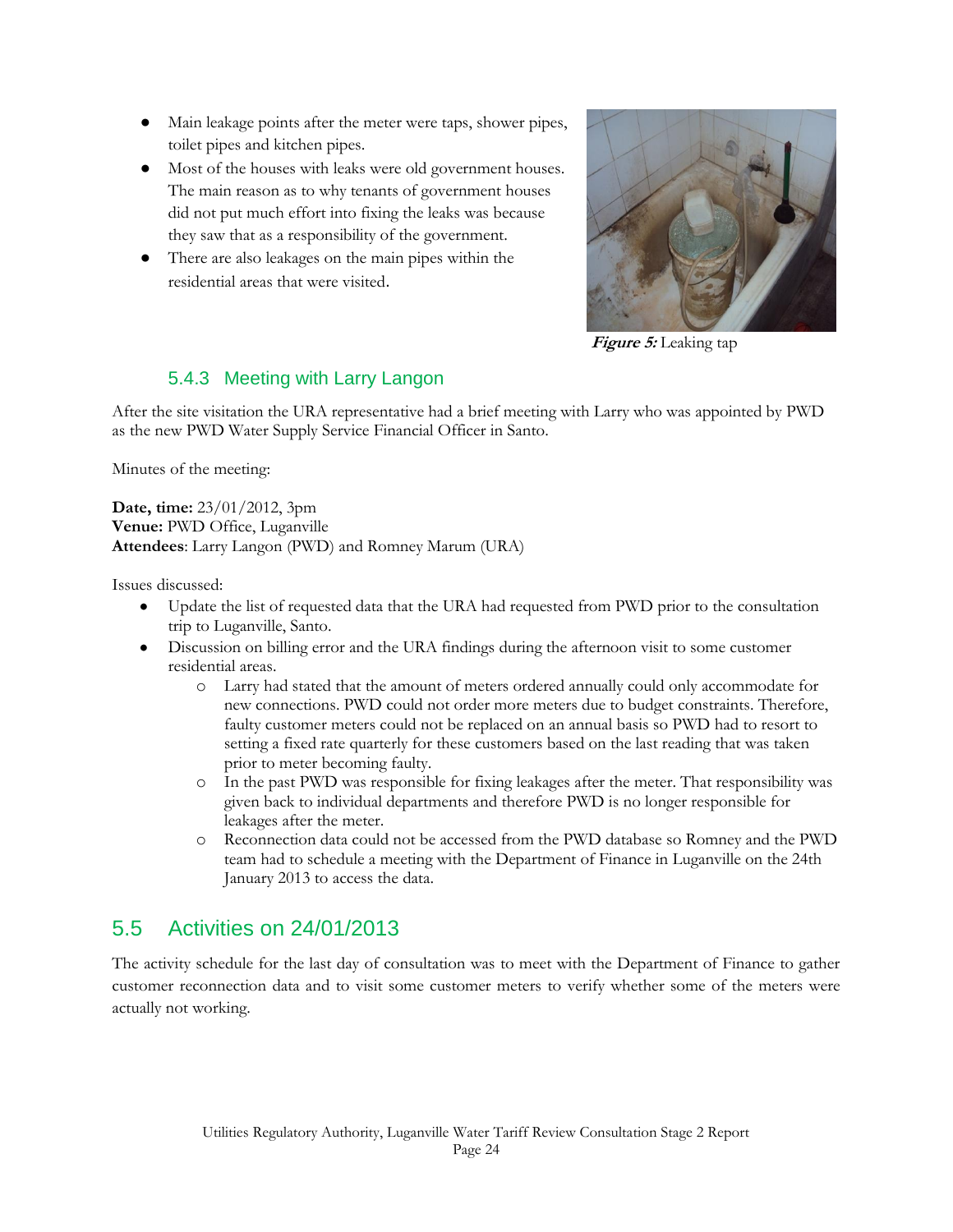- Main leakage points after the meter were taps, shower pipes, toilet pipes and kitchen pipes.
- Most of the houses with leaks were old government houses. The main reason as to why tenants of government houses did not put much effort into fixing the leaks was because they saw that as a responsibility of the government.
- There are also leakages on the main pipes within the residential areas that were visited.

***Figure 5:*** Leaking tap

### 5.4.3 Meeting with Larry Langon

After the site visitation the URA representative had a brief meeting with Larry who was appointed by PWD as the new PWD Water Supply Service Financial Officer in Santo.

Minutes of the meeting:

**Date, time:** 23/01/2012, 3pm
**Venue:** PWD Office, Luganville
**Attendees**: Larry Langon (PWD) and Romney Marum (URA)

Issues discussed:

- Update the list of requested data that the URA had requested from PWD prior to the consultation trip to Luganville, Santo.
- Discussion on billing error and the URA findings during the afternoon visit to some customer residential areas.
  - Larry had stated that the amount of meters ordered annually could only accommodate for new connections. PWD could not order more meters due to budget constraints. Therefore, faulty customer meters could not be replaced on an annual basis so PWD had to resort to setting a fixed rate quarterly for these customers based on the last reading that was taken prior to meter becoming faulty.
  - In the past PWD was responsible for fixing leakages after the meter. That responsibility was given back to individual departments and therefore PWD is no longer responsible for leakages after the meter.
  - Reconnection data could not be accessed from the PWD database so Romney and the PWD team had to schedule a meeting with the Department of Finance in Luganville on the 24th January 2013 to access the data.

## 5.5 Activities on 24/01/2013

The activity schedule for the last day of consultation was to meet with the Department of Finance to gather customer reconnection data and to visit some customer meters to verify whether some of the meters were actually not working.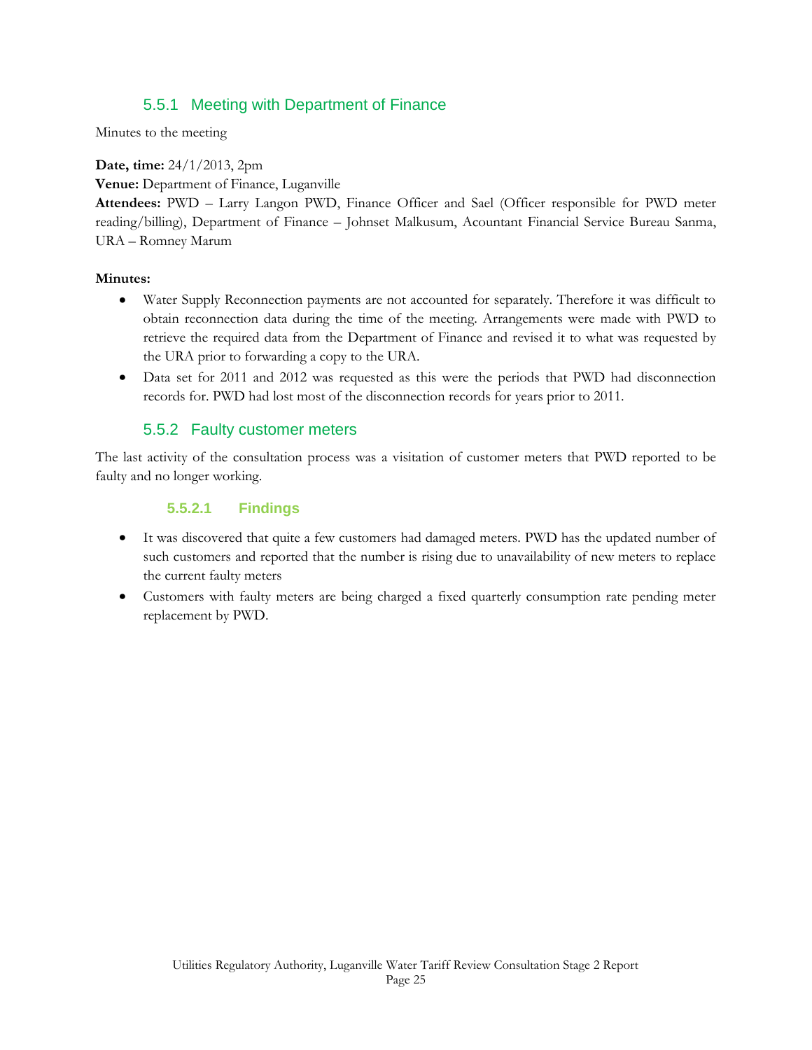### 5.5.1 Meeting with Department of Finance

Minutes to the meeting

**Date, time:** 24/1/2013, 2pm
**Venue:** Department of Finance, Luganville
**Attendees:** PWD – Larry Langon PWD, Finance Officer and Sael (Officer responsible for PWD meter reading/billing), Department of Finance – Johnset Malkusum, Acountant Financial Service Bureau Sanma, URA – Romney Marum

**Minutes:**

- Water Supply Reconnection payments are not accounted for separately. Therefore it was difficult to obtain reconnection data during the time of the meeting. Arrangements were made with PWD to retrieve the required data from the Department of Finance and revised it to what was requested by the URA prior to forwarding a copy to the URA.
- Data set for 2011 and 2012 was requested as this were the periods that PWD had disconnection records for. PWD had lost most of the disconnection records for years prior to 2011.

### 5.5.2 Faulty customer meters

The last activity of the consultation process was a visitation of customer meters that PWD reported to be faulty and no longer working.

#### 5.5.2.1 Findings

- It was discovered that quite a few customers had damaged meters. PWD has the updated number of such customers and reported that the number is rising due to unavailability of new meters to replace the current faulty meters
- Customers with faulty meters are being charged a fixed quarterly consumption rate pending meter replacement by PWD.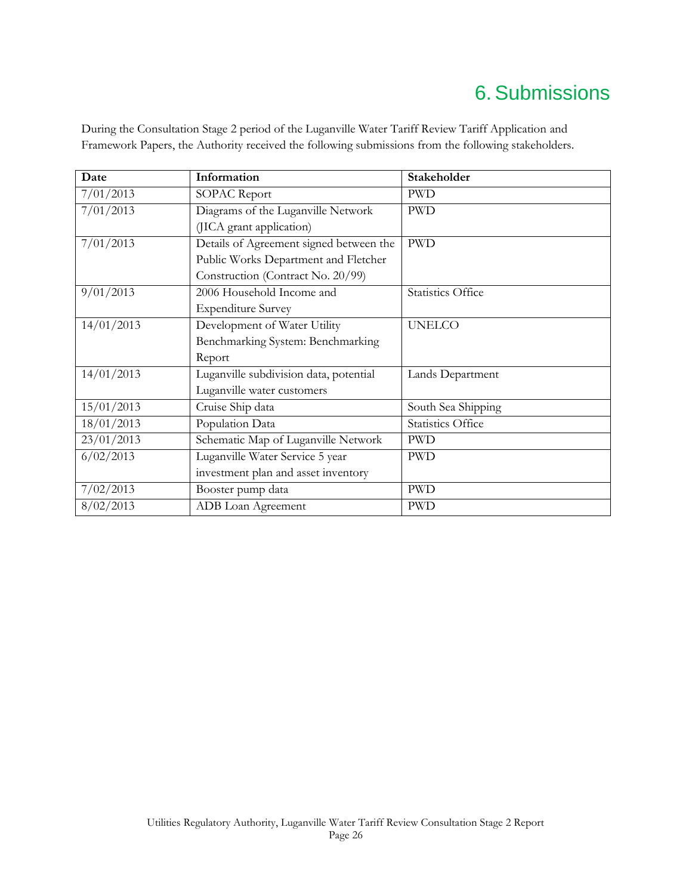# 6. Submissions

During the Consultation Stage 2 period of the Luganville Water Tariff Review Tariff Application and Framework Papers, the Authority received the following submissions from the following stakeholders.

| Date | Information | Stakeholder |
|---|---|---|
| 7/01/2013 | SOPAC Report | PWD |
| 7/01/2013 | Diagrams of the Luganville Network (JICA grant application) | PWD |
| 7/01/2013 | Details of Agreement signed between the Public Works Department and Fletcher Construction (Contract No. 20/99) | PWD |
| 9/01/2013 | 2006 Household Income and Expenditure Survey | Statistics Office |
| 14/01/2013 | Development of Water Utility Benchmarking System: Benchmarking Report | UNELCO |
| 14/01/2013 | Luganville subdivision data, potential Luganville water customers | Lands Department |
| 15/01/2013 | Cruise Ship data | South Sea Shipping |
| 18/01/2013 | Population Data | Statistics Office |
| 23/01/2013 | Schematic Map of Luganville Network | PWD |
| 6/02/2013 | Luganville Water Service 5 year investment plan and asset inventory | PWD |
| 7/02/2013 | Booster pump data | PWD |
| 8/02/2013 | ADB Loan Agreement | PWD |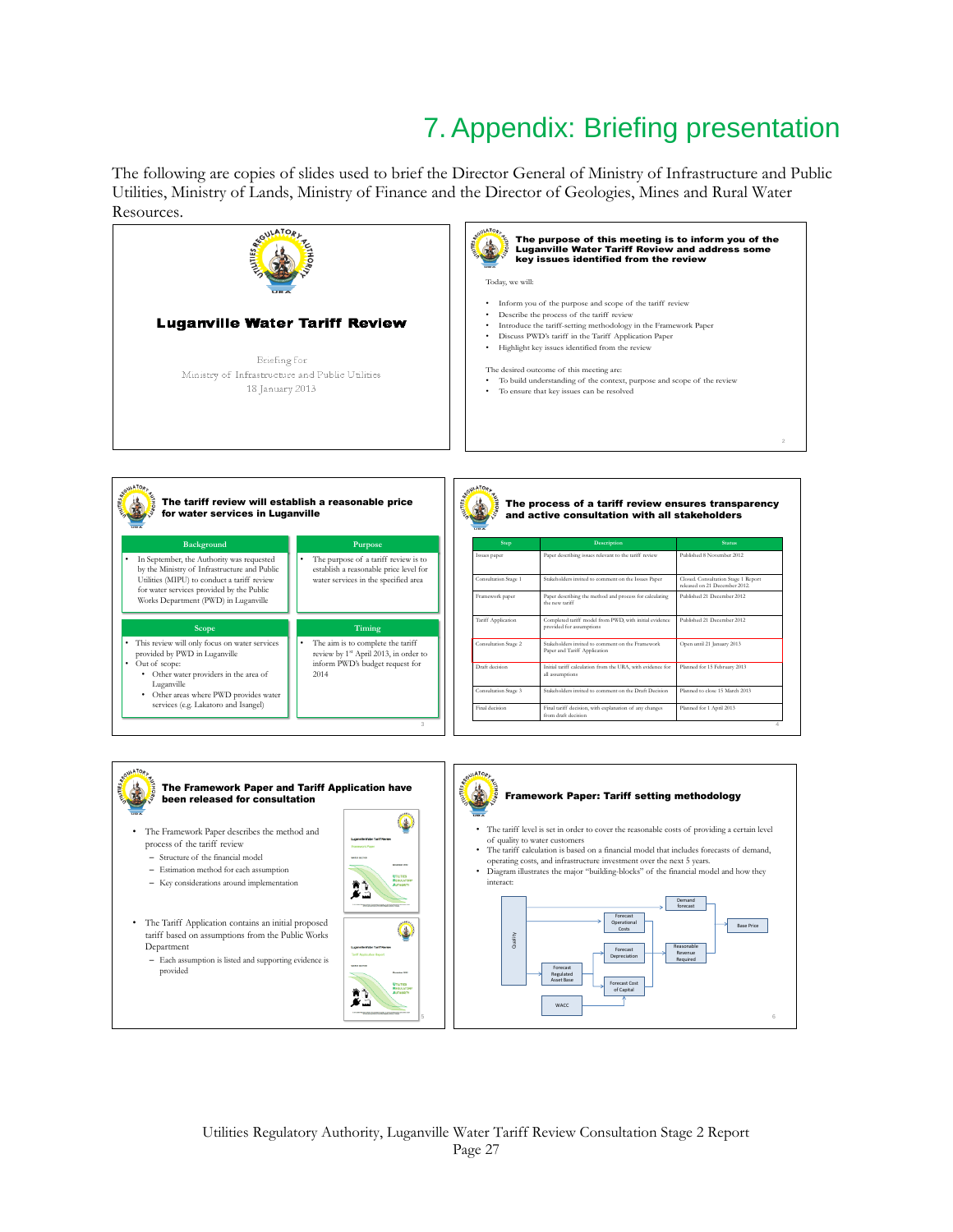# 7. Appendix: Briefing presentation

The following are copies of slides used to brief the Director General of Ministry of Infrastructure and Public Utilities, Ministry of Lands, Ministry of Finance and the Director of Geologies, Mines and Rural Water Resources.

**Luganville Water Tariff Review**

Briefing for
Ministry of Infrastructure and Public Utilities
18 January 2013

---

**The purpose of this meeting is to inform you of the Luganville Water Tariff Review and address some key issues identified from the review**

Today, we will:

- Inform you of the purpose and scope of the tariff review
- Describe the process of the tariff review
- Introduce the tariff-setting methodology in the Framework Paper
- Discuss PWD's tariff in the Tariff Application Paper
- Highlight key issues identified from the review

The desired outcome of this meeting are:

- To build understanding of the context, purpose and scope of the review
- To ensure that key issues can be resolved

---

**The tariff review will establish a reasonable price for water services in Luganville**

**Background**

- In September, the Authority was requested by the Ministry of Infrastructure and Public Utilities (MIPU) to conduct a tariff review for water services provided by the Public Works Department (PWD) in Luganville

**Purpose**

- The purpose of a tariff review is to establish a reasonable price level for water services in the specified area

**Scope**

- This review will only focus on water services provided by PWD in Luganville
- Out of scope:
  - Other water providers in the area of Luganville
  - Other areas where PWD provides water services (e.g. Lakatoro and Isangel)

**Timing**

- The aim is to complete the tariff review by 1st April 2013, in order to inform PWD's budget request for 2014

---

**The process of a tariff review ensures transparency and active consultation with all stakeholders**

| Step | Description | Status |
|---|---|---|
| Issues paper | Paper describing issues relevant to the tariff review | Published 8 November 2012 |
| Consultation Stage 1 | Stakeholders invited to comment on the Issues Paper | Closed. Consultation Stage 1 Report released on 21 December 2012 |
| Framework paper | Paper describing the method and process for calculating the new tariff | Published 21 December 2012 |
| Tariff Application | Completed tariff model from PWD, with initial evidence provided for assumptions | Published 21 December 2012 |
| Consultation Stage 2 | Stakeholders invited to comment on the Framework Paper and Tariff Application | Open until 21 January 2013 |
| Draft decision | Initial tariff calculation from the URA, with evidence for all assumptions | Planned for 15 February 2013 |
| Consultation Stage 3 | Stakeholders invited to comment on the Draft Decision | Planned to close 15 March 2013 |
| Final decision | Final tariff decision, with explanation of any changes from draft decision | Planned for 1 April 2013 |

---

**The Framework Paper and Tariff Application have been released for consultation**

- The Framework Paper describes the method and process of the tariff review
  - Structure of the financial model
  - Estimation method for each assumption
  - Key considerations around implementation
- The Tariff Application contains an initial proposed tariff based on assumptions from the Public Works Department
  - Each assumption is listed and supporting evidence is provided

---

**Framework Paper: Tariff setting methodology**

- The tariff level is set in order to cover the reasonable costs of providing a certain level of quality to water customers
- The tariff calculation is based on a financial model that includes forecasts of demand, operating costs, and infrastructure investment over the next 5 years.
- Diagram illustrates the major "building-blocks" of the financial model and how they interact:

Quality; Forecast Operational Costs; Forecast Depreciation; Forecast Regulated Asset Base; Forecast Cost of Capital; WACC; Demand forecast; Reasonable Revenue Required; Base Price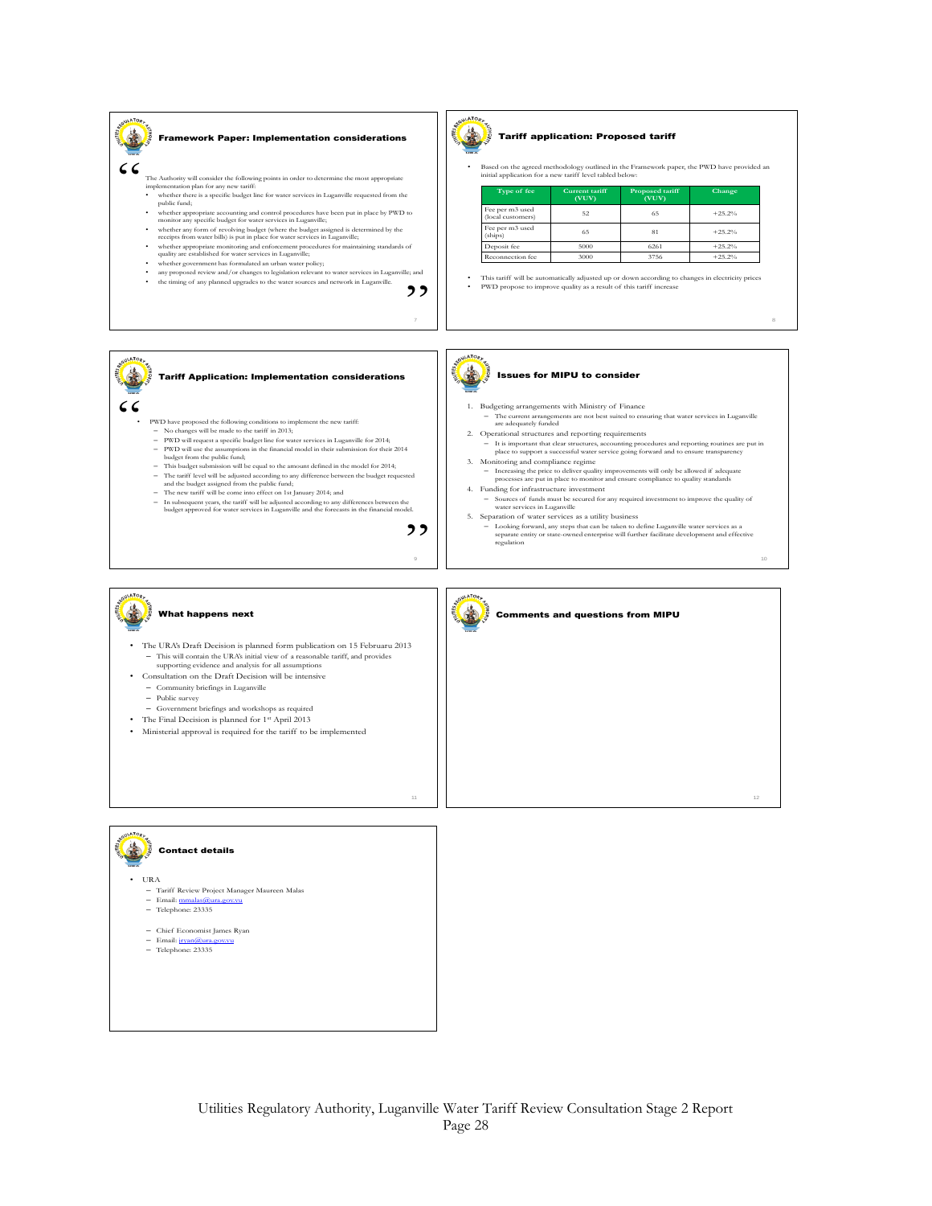## Framework Paper: Implementation considerations

"The Authority will consider the following points in order to determine the most appropriate implementation plan for any new tariff:

- whether there is a specific budget line for water services in Luganville requested from the public fund;
- whether appropriate accounting and control procedures have been put in place by PWD to monitor any specific budget for water services in Luganville;
- whether any form of revolving budget (where the budget assigned is determined by the receipts from water bills) is put in place for water services in Luganville;
- whether appropriate monitoring and enforcement procedures for maintaining standards of quality are established for water services in Luganville;
- whether government has formulated an urban water policy;
- any proposed review and/or changes to legislation relevant to water services in Luganville; and
- the timing of any planned upgrades to the water sources and network in Luganville."

## Tariff application: Proposed tariff

- Based on the agreed methodology outlined in the Framework paper, the PWD have provided an initial application for a new tariff level tabled below:

| Type of fee | Current tariff (VUV) | Proposed tariff (VUV) | Change |
|---|---|---|---|
| Fee per m3 used (local customers) | 52 | 65 | +25.2% |
| Fee per m3 used (ships) | 65 | 81 | +25.2% |
| Deposit fee | 5000 | 6261 | +25.2% |
| Reconnection fee | 3000 | 3756 | +25.2% |

- This tariff will be automatically adjusted up or down according to changes in electricity prices
- PWD propose to improve quality as a result of this tariff increase

## Tariff Application: Implementation considerations

"
- PWD have proposed the following conditions to implement the new tariff:
  - No changes will be made to the tariff in 2013;
  - PWD will request a specific budget line for water services in Luganville for 2014;
  - PWD will use the assumptions in the financial model in their submission for their 2014 budget from the public fund;
  - This budget submission will be equal to the amount defined in the model for 2014;
  - The tariff level will be adjusted according to any difference between the budget requested and the budget assigned from the public fund;
  - The new tariff will be come into effect on 1st January 2014; and
  - In subsequent years, the tariff will be adjusted according to any differences between the budget approved for water services in Luganville and the forecasts in the financial model.

"

## Issues for MIPU to consider

1. Budgeting arrangements with Ministry of Finance
   - The current arrangements are not best suited to ensuring that water services in Luganville are adequately funded
2. Operational structures and reporting requirements
   - It is important that clear structures, accounting procedures and reporting routines are put in place to support a successful water service going forward and to ensure transparency
3. Monitoring and compliance regime
   - Increasing the price to deliver quality improvements will only be allowed if adequate processes are put in place to monitor and ensure compliance to quality standards
4. Funding for infrastructure investment
   - Sources of funds must be secured for any required investment to improve the quality of water services in Luganville
5. Separation of water services as a utility business
   - Looking forward, any steps that can be taken to define Luganville water services as a separate entity or state-owned enterprise will further facilitate development and effective regulation

## What happens next

- The URA's Draft Decision is planned form publication on 15 Februaru 2013
  - This will contain the URA's initial view of a reasonable tariff, and provides supporting evidence and analysis for all assumptions
- Consultation on the Draft Decision will be intensive
  - Community briefings in Luganville
  - Public survey
  - Government briefings and workshops as required
- The Final Decision is planned for 1st April 2013
- Ministerial approval is required for the tariff to be implemented

## Comments and questions from MIPU

## Contact details

- URA
  - Tariff Review Project Manager Maureen Malas
  - Email: mmalas@ura.gov.vu
  - Telephone: 23335

  - Chief Economist James Ryan
  - Email: jryan@ura.gov.vu
  - Telephone: 23335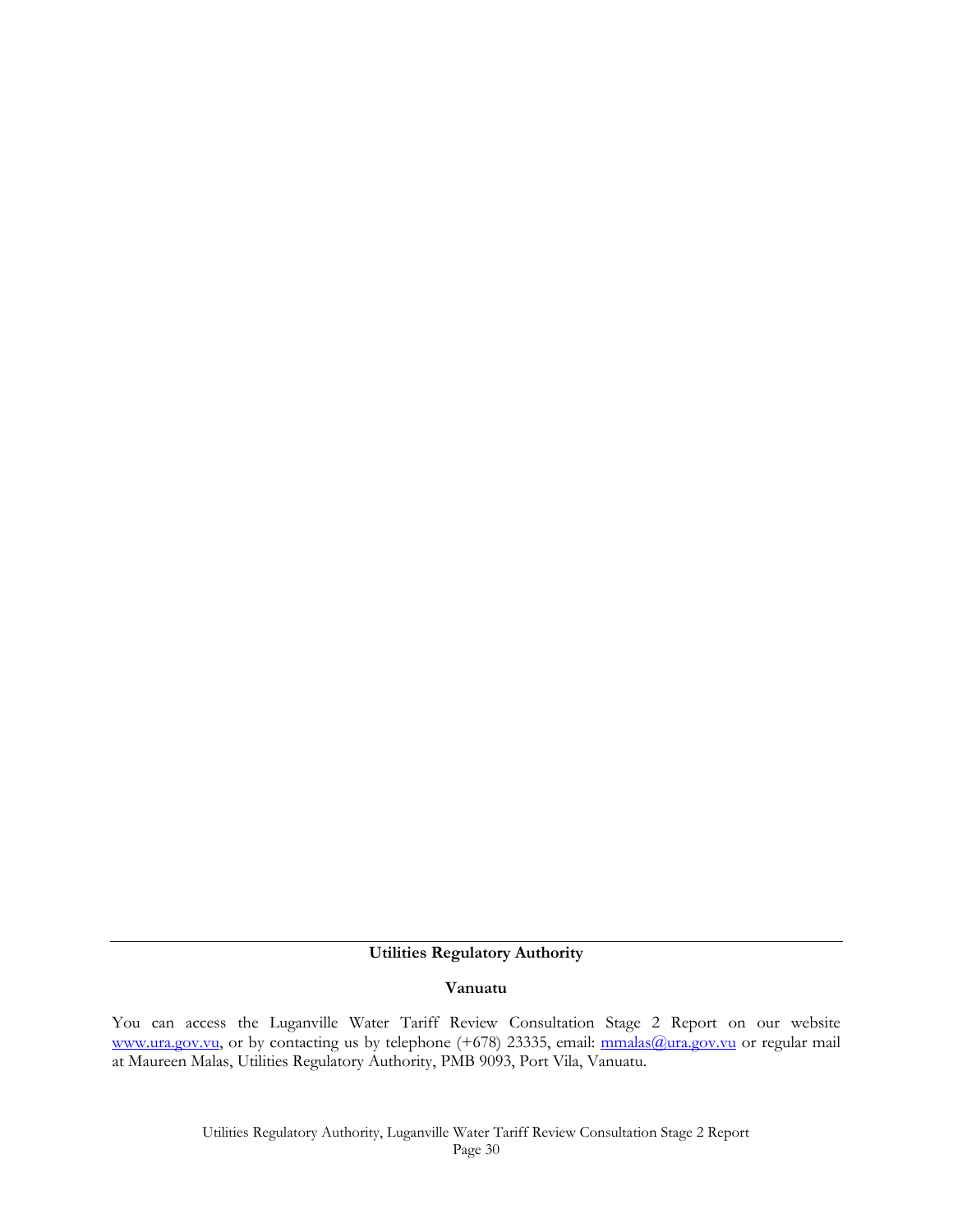**Utilities Regulatory Authority**

**Vanuatu**

You can access the Luganville Water Tariff Review Consultation Stage 2 Report on our website www.ura.gov.vu, or by contacting us by telephone (+678) 23335, email: mmalas@ura.gov.vu or regular mail at Maureen Malas, Utilities Regulatory Authority, PMB 9093, Port Vila, Vanuatu.